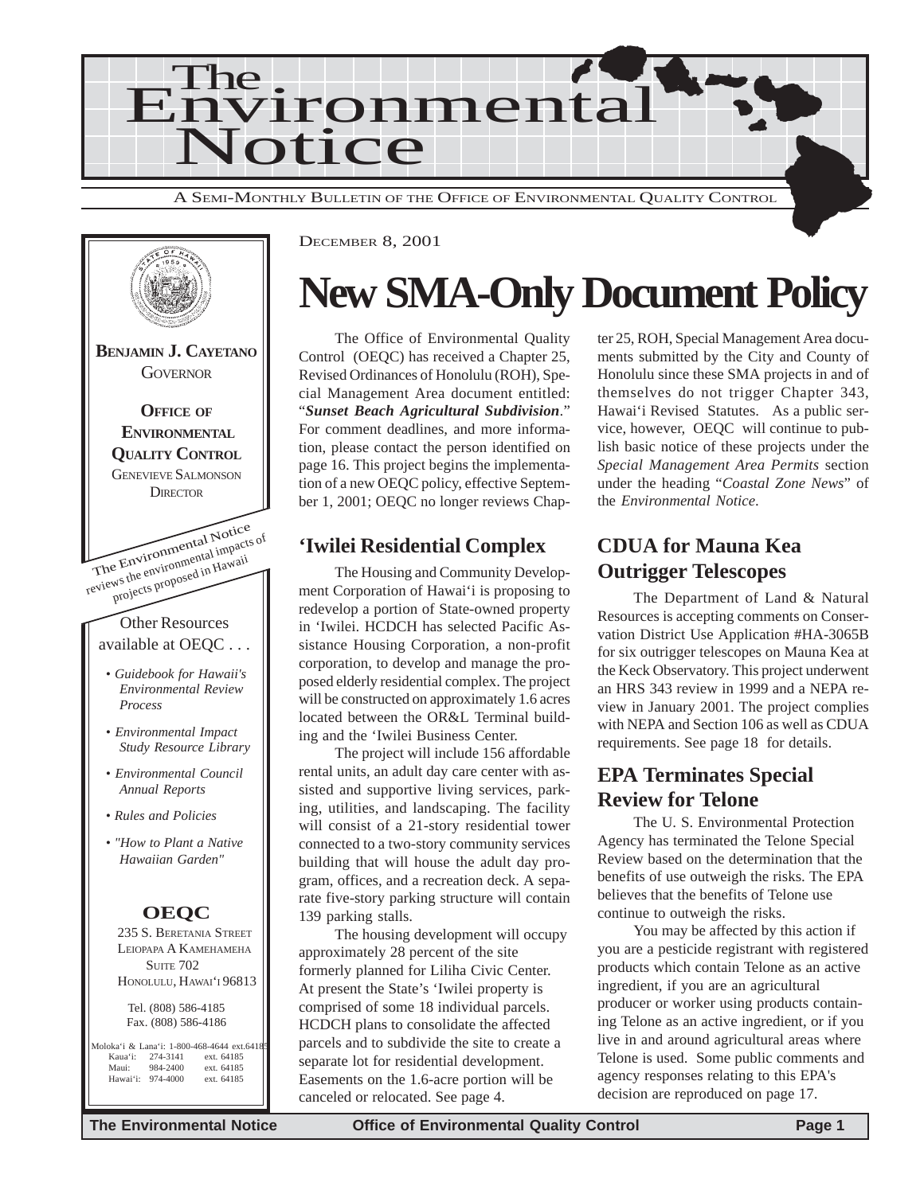# The Environmental Notice

A SEMI-MONTHLY BULLETIN OF THE OFFICE OF ENVIRONMENTAL QUALITY CONTROL

**BENJAMIN J. CAYETANO**
GOVERNOR

**OFFICE OF ENVIRONMENTAL QUALITY CONTROL**
GENEVIEVE SALMONSON
DIRECTOR

The Environmental Notice reviews the environmental impacts of projects proposed in Hawaii

Other Resources available at OEQC . . .

- *Guidebook for Hawaii's Environmental Review Process*
- *Environmental Impact Study Resource Library*
- *Environmental Council Annual Reports*
- *Rules and Policies*
- *"How to Plant a Native Hawaiian Garden"*

**OEQC**
235 S. BERETANIA STREET
LEIOPAPA A KAMEHAMEHA
SUITE 702
HONOLULU, HAWAI'I 96813

Tel. (808) 586-4185
Fax. (808) 586-4186

Moloka'i & Lana'i: 1-800-468-4644 ext.64185
Kaua'i: 274-3141 ext. 64185
Maui: 984-2400 ext. 64185
Hawai'i: 974-4000 ext. 64185

DECEMBER 8, 2001

# New SMA-Only Document Policy

The Office of Environmental Quality Control (OEQC) has received a Chapter 25, Revised Ordinances of Honolulu (ROH), Special Management Area document entitled: "***Sunset Beach Agricultural Subdivision***." For comment deadlines, and more information, please contact the person identified on page 16. This project begins the implementation of a new OEQC policy, effective September 1, 2001; OEQC no longer reviews Chapter 25, ROH, Special Management Area documents submitted by the City and County of Honolulu since these SMA projects in and of themselves do not trigger Chapter 343, Hawai'i Revised Statutes. As a public service, however, OEQC will continue to publish basic notice of these projects under the *Special Management Area Permits* section under the heading "*Coastal Zone News*" of the *Environmental Notice.*

## 'Iwilei Residential Complex

The Housing and Community Development Corporation of Hawai'i is proposing to redevelop a portion of State-owned property in 'Iwilei. HCDCH has selected Pacific Assistance Housing Corporation, a non-profit corporation, to develop and manage the proposed elderly residential complex. The project will be constructed on approximately 1.6 acres located between the OR&L Terminal building and the 'Iwilei Business Center.

The project will include 156 affordable rental units, an adult day care center with assisted and supportive living services, parking, utilities, and landscaping. The facility will consist of a 21-story residential tower connected to a two-story community services building that will house the adult day program, offices, and a recreation deck. A separate five-story parking structure will contain 139 parking stalls.

The housing development will occupy approximately 28 percent of the site formerly planned for Liliha Civic Center. At present the State's 'Iwilei property is comprised of some 18 individual parcels. HCDCH plans to consolidate the affected parcels and to subdivide the site to create a separate lot for residential development. Easements on the 1.6-acre portion will be canceled or relocated. See page 4.

## CDUA for Mauna Kea Outrigger Telescopes

The Department of Land & Natural Resources is accepting comments on Conservation District Use Application #HA-3065B for six outrigger telescopes on Mauna Kea at the Keck Observatory. This project underwent an HRS 343 review in 1999 and a NEPA review in January 2001. The project complies with NEPA and Section 106 as well as CDUA requirements. See page 18 for details.

## EPA Terminates Special Review for Telone

The U. S. Environmental Protection Agency has terminated the Telone Special Review based on the determination that the benefits of use outweigh the risks. The EPA believes that the benefits of Telone use continue to outweigh the risks.

You may be affected by this action if you are a pesticide registrant with registered products which contain Telone as an active ingredient, if you are an agricultural producer or worker using products containing Telone as an active ingredient, or if you live in and around agricultural areas where Telone is used. Some public comments and agency responses relating to this EPA's decision are reproduced on page 17.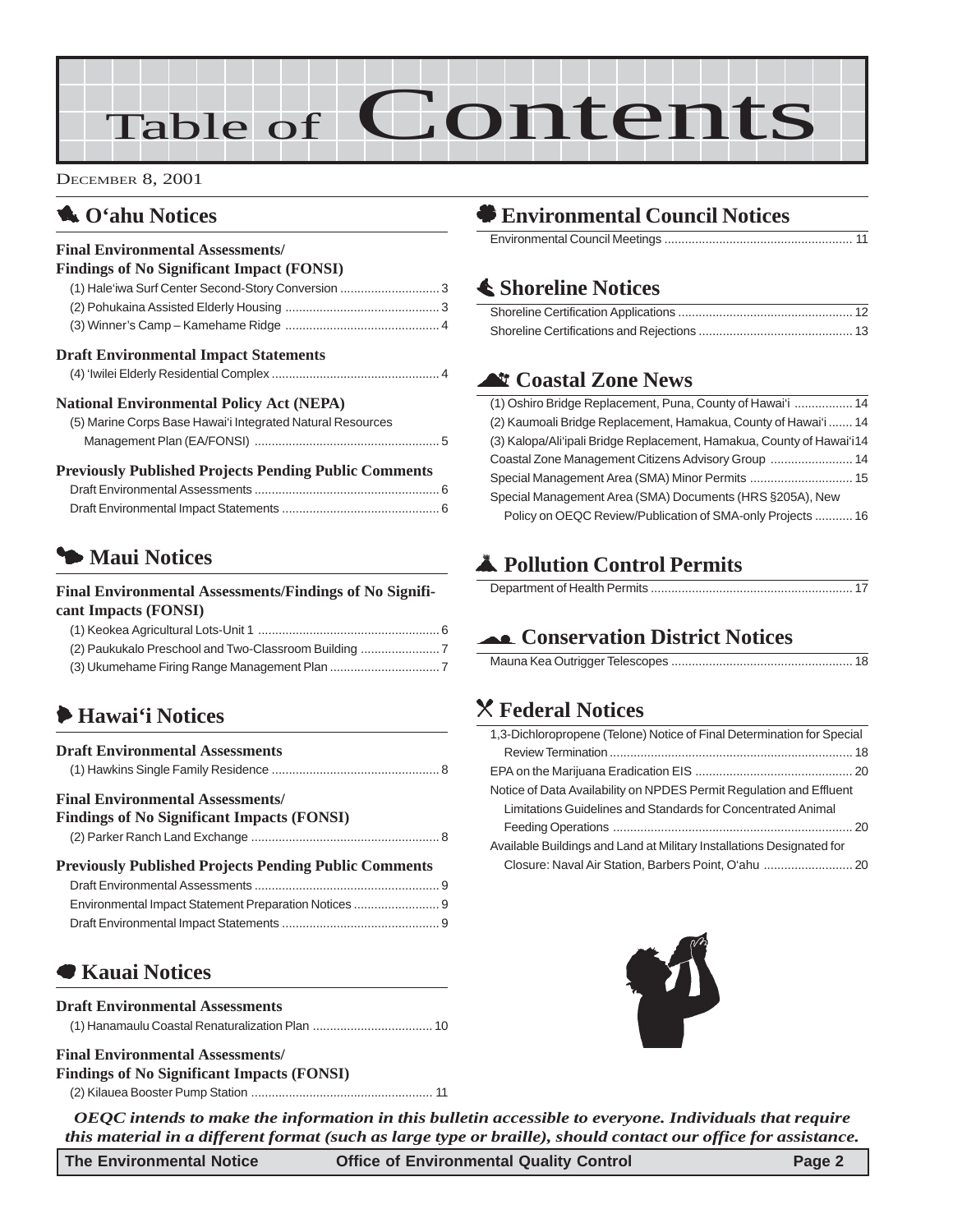# Table of Contents

DECEMBER 8, 2001

## O'ahu Notices

### Final Environmental Assessments/ Findings of No Significant Impact (FONSI)

(1) Hale'iwa Surf Center Second-Story Conversion ............................ 3
(2) Pohukaina Assisted Elderly Housing ............................................ 3
(3) Winner's Camp – Kamehame Ridge ............................................ 4

### Draft Environmental Impact Statements

(4) 'Iwilei Elderly Residential Complex ................................................ 4

### National Environmental Policy Act (NEPA)

(5) Marine Corps Base Hawai'i Integrated Natural Resources Management Plan (EA/FONSI) ..................................................... 5

### Previously Published Projects Pending Public Comments

Draft Environmental Assessments ...................................................... 6
Draft Environmental Impact Statements .............................................. 6

## Maui Notices

### Final Environmental Assessments/Findings of No Significant Impacts (FONSI)

(1) Keokea Agricultural Lots-Unit 1 ..................................................... 6
(2) Paukukalo Preschool and Two-Classroom Building ....................... 7
(3) Ukumehame Firing Range Management Plan ................................ 7

## Hawai'i Notices

### Draft Environmental Assessments

(1) Hawkins Single Family Residence ................................................. 8

### Final Environmental Assessments/ Findings of No Significant Impacts (FONSI)

(2) Parker Ranch Land Exchange ....................................................... 8

### Previously Published Projects Pending Public Comments

Draft Environmental Assessments ...................................................... 9
Environmental Impact Statement Preparation Notices ......................... 9
Draft Environmental Impact Statements .............................................. 9

## Kauai Notices

### Draft Environmental Assessments

(1) Hanamaulu Coastal Renaturalization Plan ................................... 10

### Final Environmental Assessments/ Findings of No Significant Impacts (FONSI)

(2) Kilauea Booster Pump Station .................................................... 11

## Environmental Council Notices

Environmental Council Meetings ....................................................... 11

## Shoreline Notices

Shoreline Certification Applications ................................................... 12
Shoreline Certifications and Rejections ............................................. 13

## Coastal Zone News

(1) Oshiro Bridge Replacement, Puna, County of Hawai'i ................. 14
(2) Kaumoali Bridge Replacement, Hamakua, County of Hawai'i ....... 14
(3) Kalopa/Ali'ipali Bridge Replacement, Hamakua, County of Hawai'i 14
Coastal Zone Management Citizens Advisory Group ........................ 14
Special Management Area (SMA) Minor Permits .............................. 15
Special Management Area (SMA) Documents (HRS §205A), New Policy on OEQC Review/Publication of SMA-only Projects ........... 16

## Pollution Control Permits

Department of Health Permits ........................................................... 17

## Conservation District Notices

Mauna Kea Outrigger Telescopes ..................................................... 18

## Federal Notices

1,3-Dichloropropene (Telone) Notice of Final Determination for Special Review Termination ....................................................................... 18
EPA on the Marijuana Eradication EIS .............................................. 20
Notice of Data Availability on NPDES Permit Regulation and Effluent Limitations Guidelines and Standards for Concentrated Animal Feeding Operations ...................................................................... 20
Available Buildings and Land at Military Installations Designated for Closure: Naval Air Station, Barbers Point, O'ahu .......................... 20

*OEQC intends to make the information in this bulletin accessible to everyone. Individuals that require this material in a different format (such as large type or braille), should contact our office for assistance.*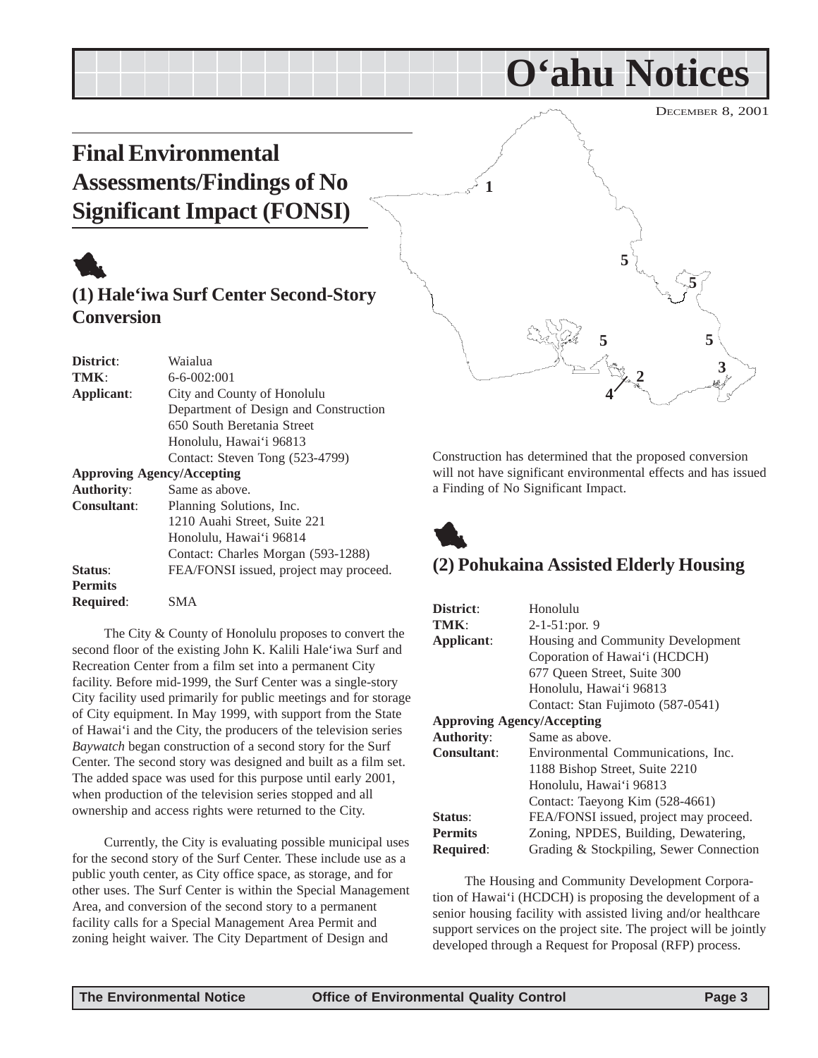# O‘ahu Notices

DECEMBER 8, 2001

## Final Environmental Assessments/Findings of No Significant Impact (FONSI)

### (1) Hale‘iwa Surf Center Second-Story Conversion

**District**: Waialua
**TMK**: 6-6-002:001
**Applicant**: City and County of Honolulu
Department of Design and Construction
650 South Beretania Street
Honolulu, Hawai‘i 96813
Contact: Steven Tong (523-4799)
**Approving Agency/Accepting Authority**: Same as above.
**Consultant**: Planning Solutions, Inc.
1210 Auahi Street, Suite 221
Honolulu, Hawai‘i 96814
Contact: Charles Morgan (593-1288)
**Status**: FEA/FONSI issued, project may proceed.
**Permits Required**: SMA

The City & County of Honolulu proposes to convert the second floor of the existing John K. Kalili Hale‘iwa Surf and Recreation Center from a film set into a permanent City facility. Before mid-1999, the Surf Center was a single-story City facility used primarily for public meetings and for storage of City equipment. In May 1999, with support from the State of Hawai‘i and the City, the producers of the television series *Baywatch* began construction of a second story for the Surf Center. The second story was designed and built as a film set. The added space was used for this purpose until early 2001, when production of the television series stopped and all ownership and access rights were returned to the City.

Currently, the City is evaluating possible municipal uses for the second story of the Surf Center. These include use as a public youth center, as City office space, as storage, and for other uses. The Surf Center is within the Special Management Area, and conversion of the second story to a permanent facility calls for a Special Management Area Permit and zoning height waiver. The City Department of Design and Construction has determined that the proposed conversion will not have significant environmental effects and has issued a Finding of No Significant Impact.

### (2) Pohukaina Assisted Elderly Housing

**District**: Honolulu
**TMK**: 2-1-51:por. 9
**Applicant**: Housing and Community Development Coporation of Hawai‘i (HCDCH)
677 Queen Street, Suite 300
Honolulu, Hawai‘i 96813
Contact: Stan Fujimoto (587-0541)
**Approving Agency/Accepting Authority**: Same as above.
**Consultant**: Environmental Communications, Inc.
1188 Bishop Street, Suite 2210
Honolulu, Hawai‘i 96813
Contact: Taeyong Kim (528-4661)
**Status**: FEA/FONSI issued, project may proceed.
**Permits Required**: Zoning, NPDES, Building, Dewatering, Grading & Stockpiling, Sewer Connection

The Housing and Community Development Corporation of Hawai‘i (HCDCH) is proposing the development of a senior housing facility with assisted living and/or healthcare support services on the project site. The project will be jointly developed through a Request for Proposal (RFP) process.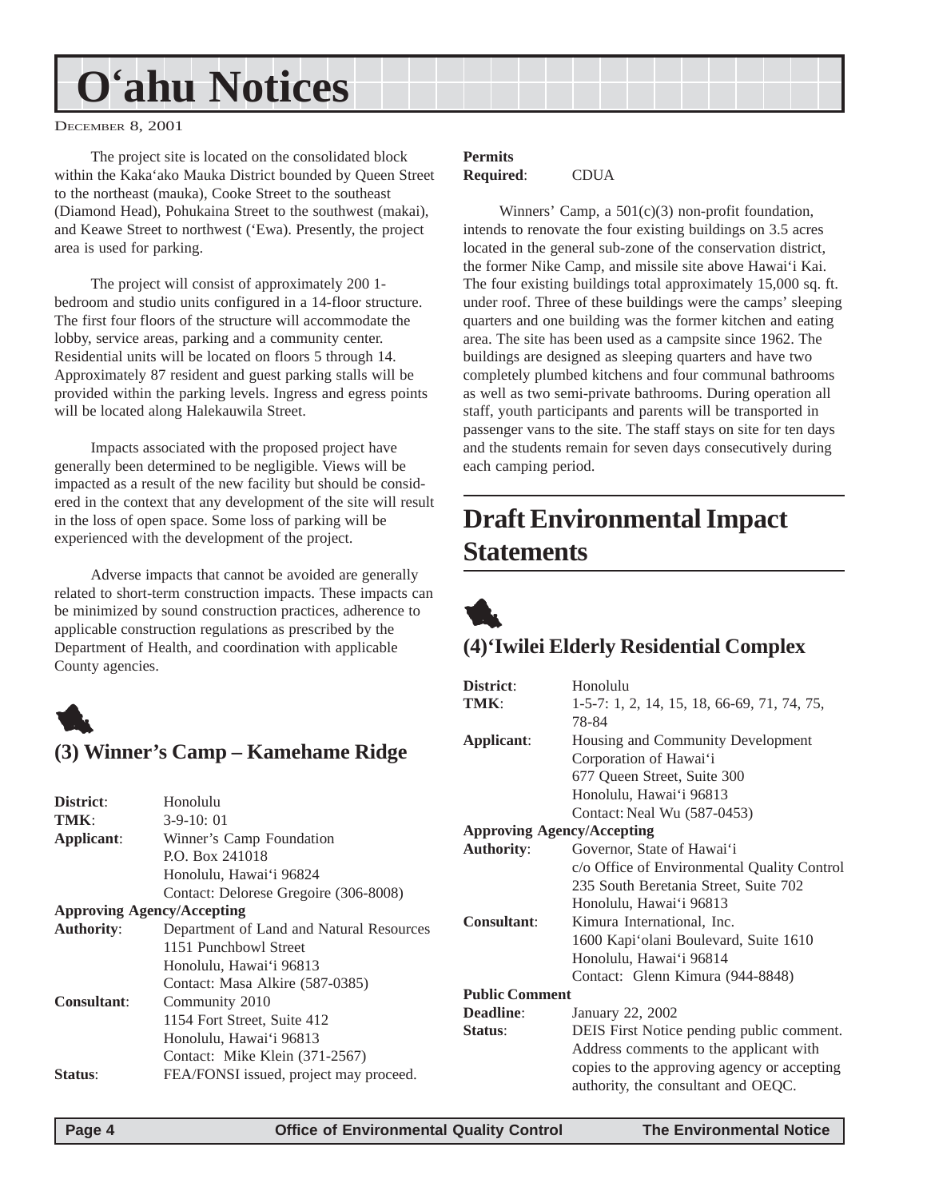The project site is located on the consolidated block within the Kaka'ako Mauka District bounded by Queen Street to the northeast (mauka), Cooke Street to the southeast (Diamond Head), Pohukaina Street to the southwest (makai), and Keawe Street to northwest ('Ewa). Presently, the project area is used for parking.

The project will consist of approximately 200 1-bedroom and studio units configured in a 14-floor structure. The first four floors of the structure will accommodate the lobby, service areas, parking and a community center. Residential units will be located on floors 5 through 14. Approximately 87 resident and guest parking stalls will be provided within the parking levels. Ingress and egress points will be located along Halekauwila Street.

Impacts associated with the proposed project have generally been determined to be negligible. Views will be impacted as a result of the new facility but should be considered in the context that any development of the site will result in the loss of open space. Some loss of parking will be experienced with the development of the project.

Adverse impacts that cannot be avoided are generally related to short-term construction impacts. These impacts can be minimized by sound construction practices, adherence to applicable construction regulations as prescribed by the Department of Health, and coordination with applicable County agencies.

### (3) Winner's Camp – Kamehame Ridge

**District**: Honolulu
**TMK**: 3-9-10: 01
**Applicant**: Winner's Camp Foundation
P.O. Box 241018
Honolulu, Hawai'i 96824
Contact: Delorese Gregoire (306-8008)
**Approving Agency/Accepting Authority**: Department of Land and Natural Resources
1151 Punchbowl Street
Honolulu, Hawai'i 96813
Contact: Masa Alkire (587-0385)
**Consultant**: Community 2010
1154 Fort Street, Suite 412
Honolulu, Hawai'i 96813
Contact: Mike Klein (371-2567)
**Status**: FEA/FONSI issued, project may proceed.
**Permits Required**: CDUA

Winners' Camp, a 501(c)(3) non-profit foundation, intends to renovate the four existing buildings on 3.5 acres located in the general sub-zone of the conservation district, the former Nike Camp, and missile site above Hawai'i Kai. The four existing buildings total approximately 15,000 sq. ft. under roof. Three of these buildings were the camps' sleeping quarters and one building was the former kitchen and eating area. The site has been used as a campsite since 1962. The buildings are designed as sleeping quarters and have two completely plumbed kitchens and four communal bathrooms as well as two semi-private bathrooms. During operation all staff, youth participants and parents will be transported in passenger vans to the site. The staff stays on site for ten days and the students remain for seven days consecutively during each camping period.

## Draft Environmental Impact Statements

### (4)'Iwilei Elderly Residential Complex

**District**: Honolulu
**TMK**: 1-5-7: 1, 2, 14, 15, 18, 66-69, 71, 74, 75, 78-84
**Applicant**: Housing and Community Development Corporation of Hawai'i
677 Queen Street, Suite 300
Honolulu, Hawai'i 96813
Contact: Neal Wu (587-0453)
**Approving Agency/Accepting Authority**: Governor, State of Hawai'i
c/o Office of Environmental Quality Control
235 South Beretania Street, Suite 702
Honolulu, Hawai'i 96813
**Consultant**: Kimura International, Inc.
1600 Kapi'olani Boulevard, Suite 1610
Honolulu, Hawai'i 96814
Contact: Glenn Kimura (944-8848)
**Public Comment Deadline**: January 22, 2002
**Status**: DEIS First Notice pending public comment. Address comments to the applicant with copies to the approving agency or accepting authority, the consultant and OEQC.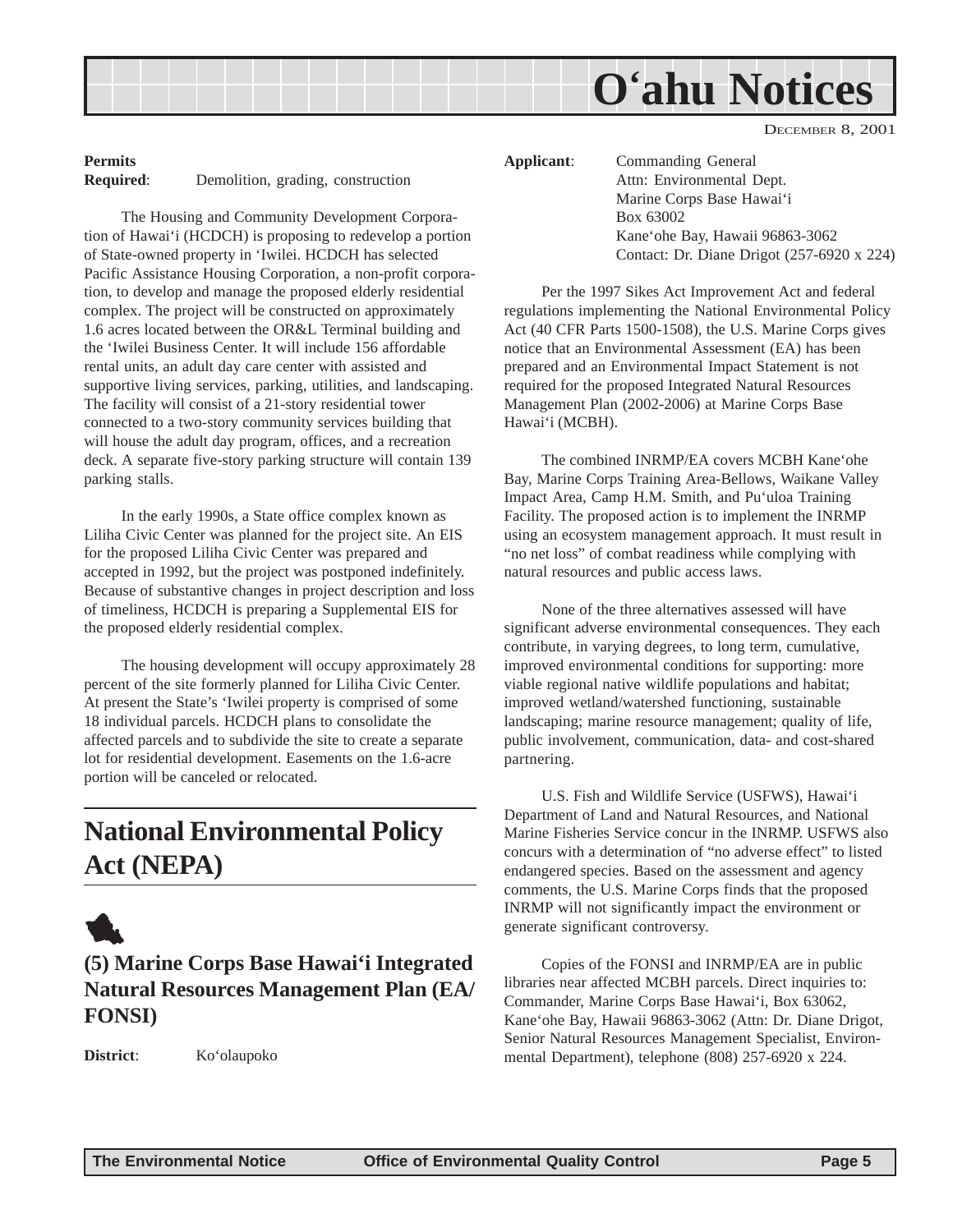**Permits Required**: Demolition, grading, construction

The Housing and Community Development Corporation of Hawai'i (HCDCH) is proposing to redevelop a portion of State-owned property in 'Iwilei. HCDCH has selected Pacific Assistance Housing Corporation, a non-profit corporation, to develop and manage the proposed elderly residential complex. The project will be constructed on approximately 1.6 acres located between the OR&L Terminal building and the 'Iwilei Business Center. It will include 156 affordable rental units, an adult day care center with assisted and supportive living services, parking, utilities, and landscaping. The facility will consist of a 21-story residential tower connected to a two-story community services building that will house the adult day program, offices, and a recreation deck. A separate five-story parking structure will contain 139 parking stalls.

In the early 1990s, a State office complex known as Liliha Civic Center was planned for the project site. An EIS for the proposed Liliha Civic Center was prepared and accepted in 1992, but the project was postponed indefinitely. Because of substantive changes in project description and loss of timeliness, HCDCH is preparing a Supplemental EIS for the proposed elderly residential complex.

The housing development will occupy approximately 28 percent of the site formerly planned for Liliha Civic Center. At present the State's 'Iwilei property is comprised of some 18 individual parcels. HCDCH plans to consolidate the affected parcels and to subdivide the site to create a separate lot for residential development. Easements on the 1.6-acre portion will be canceled or relocated.

# National Environmental Policy Act (NEPA)

## (5) Marine Corps Base Hawai'i Integrated Natural Resources Management Plan (EA/FONSI)

**District**: Ko'olaupoko

**Applicant**: Commanding General
Attn: Environmental Dept.
Marine Corps Base Hawai'i
Box 63002
Kane'ohe Bay, Hawaii 96863-3062
Contact: Dr. Diane Drigot (257-6920 x 224)

Per the 1997 Sikes Act Improvement Act and federal regulations implementing the National Environmental Policy Act (40 CFR Parts 1500-1508), the U.S. Marine Corps gives notice that an Environmental Assessment (EA) has been prepared and an Environmental Impact Statement is not required for the proposed Integrated Natural Resources Management Plan (2002-2006) at Marine Corps Base Hawai'i (MCBH).

The combined INRMP/EA covers MCBH Kane'ohe Bay, Marine Corps Training Area-Bellows, Waikane Valley Impact Area, Camp H.M. Smith, and Pu'uloa Training Facility. The proposed action is to implement the INRMP using an ecosystem management approach. It must result in "no net loss" of combat readiness while complying with natural resources and public access laws.

None of the three alternatives assessed will have significant adverse environmental consequences. They each contribute, in varying degrees, to long term, cumulative, improved environmental conditions for supporting: more viable regional native wildlife populations and habitat; improved wetland/watershed functioning, sustainable landscaping; marine resource management; quality of life, public involvement, communication, data- and cost-shared partnering.

U.S. Fish and Wildlife Service (USFWS), Hawai'i Department of Land and Natural Resources, and National Marine Fisheries Service concur in the INRMP. USFWS also concurs with a determination of "no adverse effect" to listed endangered species. Based on the assessment and agency comments, the U.S. Marine Corps finds that the proposed INRMP will not significantly impact the environment or generate significant controversy.

Copies of the FONSI and INRMP/EA are in public libraries near affected MCBH parcels. Direct inquiries to: Commander, Marine Corps Base Hawai'i, Box 63062, Kane'ohe Bay, Hawaii 96863-3062 (Attn: Dr. Diane Drigot, Senior Natural Resources Management Specialist, Environmental Department), telephone (808) 257-6920 x 224.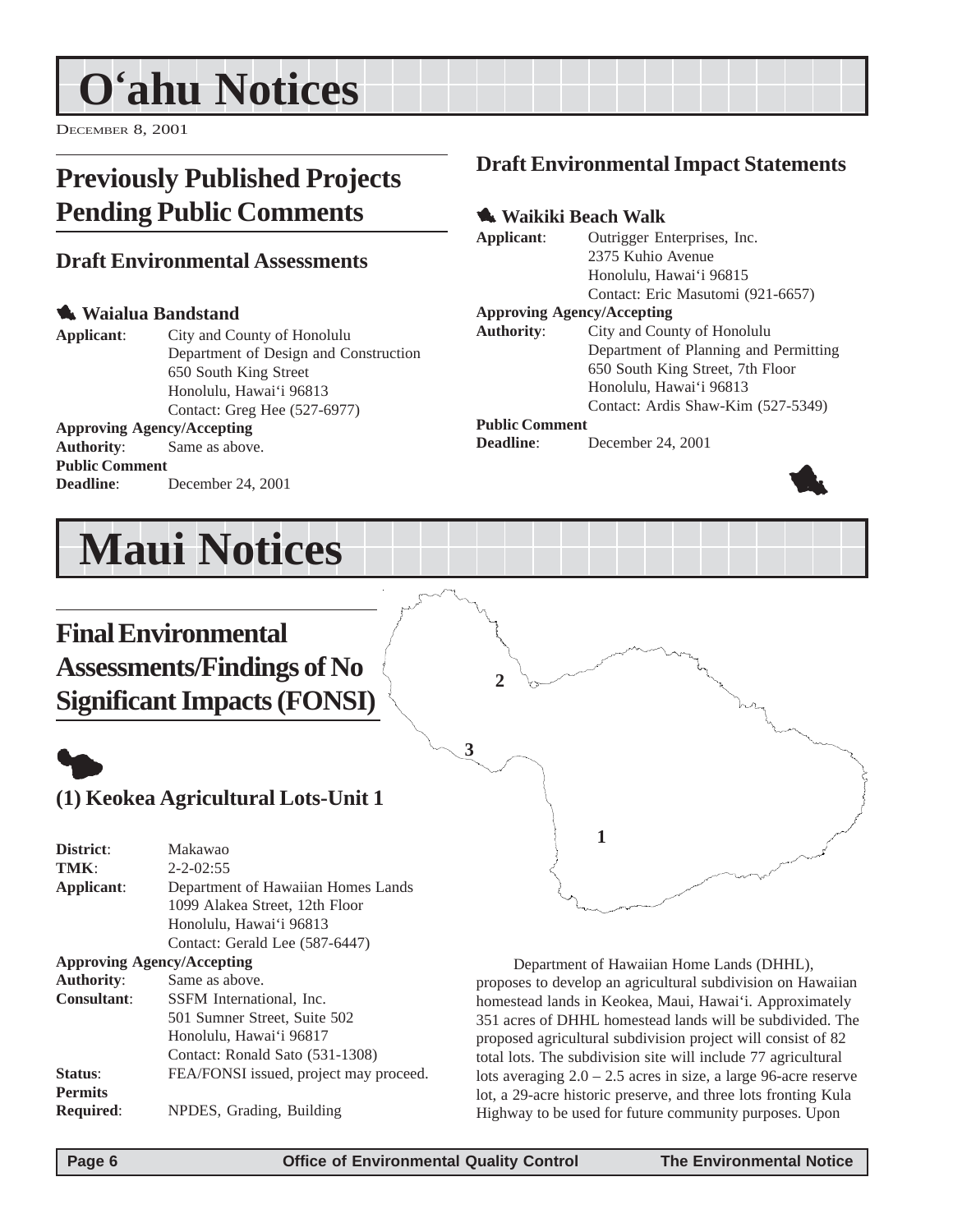# O'ahu Notices

DECEMBER 8, 2001

## Previously Published Projects Pending Public Comments

### Draft Environmental Assessments

#### Waialua Bandstand

**Applicant**: City and County of Honolulu
Department of Design and Construction
650 South King Street
Honolulu, Hawai'i 96813
Contact: Greg Hee (527-6977)

**Approving Agency/Accepting Authority**: Same as above.

**Public Comment Deadline**: December 24, 2001

### Draft Environmental Impact Statements

#### Waikiki Beach Walk

**Applicant**: Outrigger Enterprises, Inc.
2375 Kuhio Avenue
Honolulu, Hawai'i 96815
Contact: Eric Masutomi (921-6657)

**Approving Agency/Accepting Authority**: City and County of Honolulu
Department of Planning and Permitting
650 South King Street, 7th Floor
Honolulu, Hawai'i 96813
Contact: Ardis Shaw-Kim (527-5349)

**Public Comment Deadline**: December 24, 2001

# Maui Notices

## Final Environmental Assessments/Findings of No Significant Impacts (FONSI)

### (1) Keokea Agricultural Lots-Unit 1

**District**: Makawao

**TMK**: 2-2-02:55

**Applicant**: Department of Hawaiian Homes Lands
1099 Alakea Street, 12th Floor
Honolulu, Hawai'i 96813
Contact: Gerald Lee (587-6447)

**Approving Agency/Accepting Authority**: Same as above.

**Consultant**: SSFM International, Inc.
501 Sumner Street, Suite 502
Honolulu, Hawai'i 96817
Contact: Ronald Sato (531-1308)

**Status**: FEA/FONSI issued, project may proceed.

**Permits Required**: NPDES, Grading, Building

Department of Hawaiian Home Lands (DHHL), proposes to develop an agricultural subdivision on Hawaiian homestead lands in Keokea, Maui, Hawai'i. Approximately 351 acres of DHHL homestead lands will be subdivided. The proposed agricultural subdivision project will consist of 82 total lots. The subdivision site will include 77 agricultural lots averaging 2.0 – 2.5 acres in size, a large 96-acre reserve lot, a 29-acre historic preserve, and three lots fronting Kula Highway to be used for future community purposes. Upon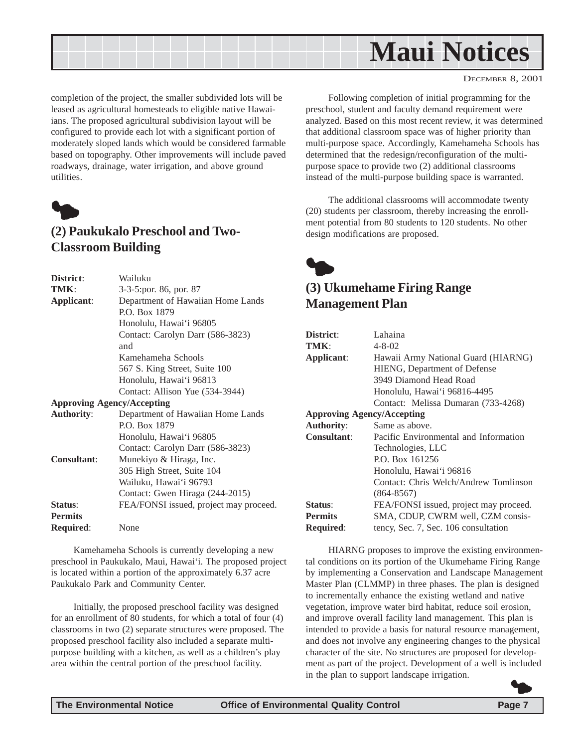completion of the project, the smaller subdivided lots will be leased as agricultural homesteads to eligible native Hawaiians. The proposed agricultural subdivision layout will be configured to provide each lot with a significant portion of moderately sloped lands which would be considered farmable based on topography. Other improvements will include paved roadways, drainage, water irrigation, and above ground utilities.

## (2) Paukukalo Preschool and Two-Classroom Building

| | |
|---|---|
| **District**: | Wailuku |
| **TMK**: | 3-3-5:por. 86, por. 87 |
| **Applicant**: | Department of Hawaiian Home Lands<br>P.O. Box 1879<br>Honolulu, Hawai'i 96805<br>Contact: Carolyn Darr (586-3823)<br>and<br>Kamehameha Schools<br>567 S. King Street, Suite 100<br>Honolulu, Hawai'i 96813<br>Contact: Allison Yue (534-3944) |
| **Approving Agency/Accepting Authority**: | Department of Hawaiian Home Lands<br>P.O. Box 1879<br>Honolulu, Hawai'i 96805<br>Contact: Carolyn Darr (586-3823) |
| **Consultant**: | Munekiyo & Hiraga, Inc.<br>305 High Street, Suite 104<br>Wailuku, Hawai'i 96793<br>Contact: Gwen Hiraga (244-2015) |
| **Status**: | FEA/FONSI issued, project may proceed. |
| **Permits Required**: | None |

Kamehameha Schools is currently developing a new preschool in Paukukalo, Maui, Hawai'i. The proposed project is located within a portion of the approximately 6.37 acre Paukukalo Park and Community Center.

Initially, the proposed preschool facility was designed for an enrollment of 80 students, for which a total of four (4) classrooms in two (2) separate structures were proposed. The proposed preschool facility also included a separate multi-purpose building with a kitchen, as well as a children's play area within the central portion of the preschool facility.

Following completion of initial programming for the preschool, student and faculty demand requirement were analyzed. Based on this most recent review, it was determined that additional classroom space was of higher priority than multi-purpose space. Accordingly, Kamehameha Schools has determined that the redesign/reconfiguration of the multi-purpose space to provide two (2) additional classrooms instead of the multi-purpose building space is warranted.

The additional classrooms will accommodate twenty (20) students per classroom, thereby increasing the enrollment potential from 80 students to 120 students. No other design modifications are proposed.

## (3) Ukumehame Firing Range Management Plan

| | |
|---|---|
| **District**: | Lahaina |
| **TMK**: | 4-8-02 |
| **Applicant**: | Hawaii Army National Guard (HIARNG)<br>HIENG, Department of Defense<br>3949 Diamond Head Road<br>Honolulu, Hawai'i 96816-4495<br>Contact: Melissa Dumaran (733-4268) |
| **Approving Agency/Accepting Authority**: | Same as above. |
| **Consultant**: | Pacific Environmental and Information Technologies, LLC<br>P.O. Box 161256<br>Honolulu, Hawai'i 96816<br>Contact: Chris Welch/Andrew Tomlinson (864-8567) |
| **Status**: | FEA/FONSI issued, project may proceed. |
| **Permits Required**: | SMA, CDUP, CWRM well, CZM consistency, Sec. 7, Sec. 106 consultation |

HIARNG proposes to improve the existing environmental conditions on its portion of the Ukumehame Firing Range by implementing a Conservation and Landscape Management Master Plan (CLMMP) in three phases. The plan is designed to incrementally enhance the existing wetland and native vegetation, improve water bird habitat, reduce soil erosion, and improve overall facility land management. This plan is intended to provide a basis for natural resource management, and does not involve any engineering changes to the physical character of the site. No structures are proposed for development as part of the project. Development of a well is included in the plan to support landscape irrigation.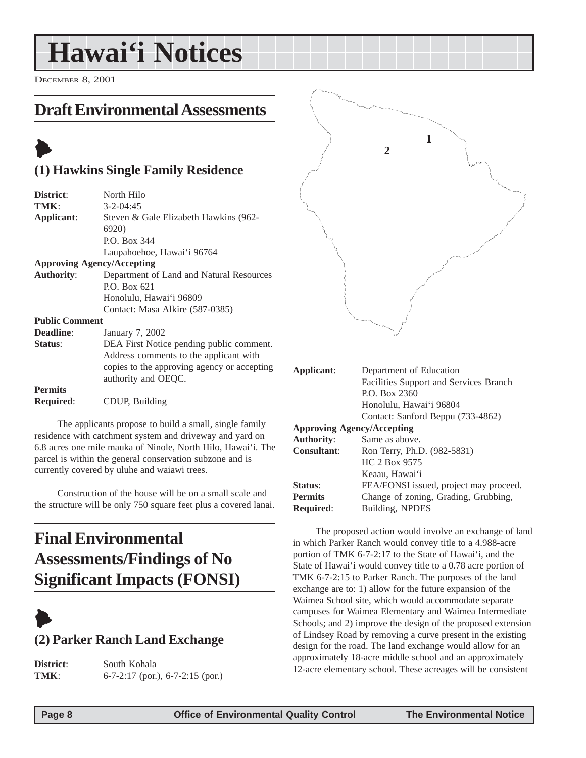# Hawai'i Notices

DECEMBER 8, 2001

## Draft Environmental Assessments

### (1) Hawkins Single Family Residence

**District**: North Hilo
**TMK**: 3-2-04:45
**Applicant**: Steven & Gale Elizabeth Hawkins (962-6920)
P.O. Box 344
Laupahoehoe, Hawai'i 96764
**Approving Agency/Accepting Authority**: Department of Land and Natural Resources
P.O. Box 621
Honolulu, Hawai'i 96809
Contact: Masa Alkire (587-0385)
**Public Comment Deadline**: January 7, 2002
**Status**: DEA First Notice pending public comment. Address comments to the applicant with copies to the approving agency or accepting authority and OEQC.
**Permits Required**: CDUP, Building

The applicants propose to build a small, single family residence with catchment system and driveway and yard on 6.8 acres one mile mauka of Ninole, North Hilo, Hawai'i. The parcel is within the general conservation subzone and is currently covered by uluhe and waiawi trees.

Construction of the house will be on a small scale and the structure will be only 750 square feet plus a covered lanai.

## Final Environmental Assessments/Findings of No Significant Impacts (FONSI)

### (2) Parker Ranch Land Exchange

**District**: South Kohala
**TMK**: 6-7-2:17 (por.), 6-7-2:15 (por.)
**Applicant**: Department of Education
Facilities Support and Services Branch
P.O. Box 2360
Honolulu, Hawai'i 96804
Contact: Sanford Beppu (733-4862)
**Approving Agency/Accepting Authority**: Same as above.
**Consultant**: Ron Terry, Ph.D. (982-5831)
HC 2 Box 9575
Keaau, Hawai'i
**Status**: FEA/FONSI issued, project may proceed.
**Permits Required**: Change of zoning, Grading, Grubbing, Building, NPDES

The proposed action would involve an exchange of land in which Parker Ranch would convey title to a 4.988-acre portion of TMK 6-7-2:17 to the State of Hawai'i, and the State of Hawai'i would convey title to a 0.78 acre portion of TMK 6-7-2:15 to Parker Ranch. The purposes of the land exchange are to: 1) allow for the future expansion of the Waimea School site, which would accommodate separate campuses for Waimea Elementary and Waimea Intermediate Schools; and 2) improve the design of the proposed extension of Lindsey Road by removing a curve present in the existing design for the road. The land exchange would allow for an approximately 18-acre middle school and an approximately 12-acre elementary school. These acreages will be consistent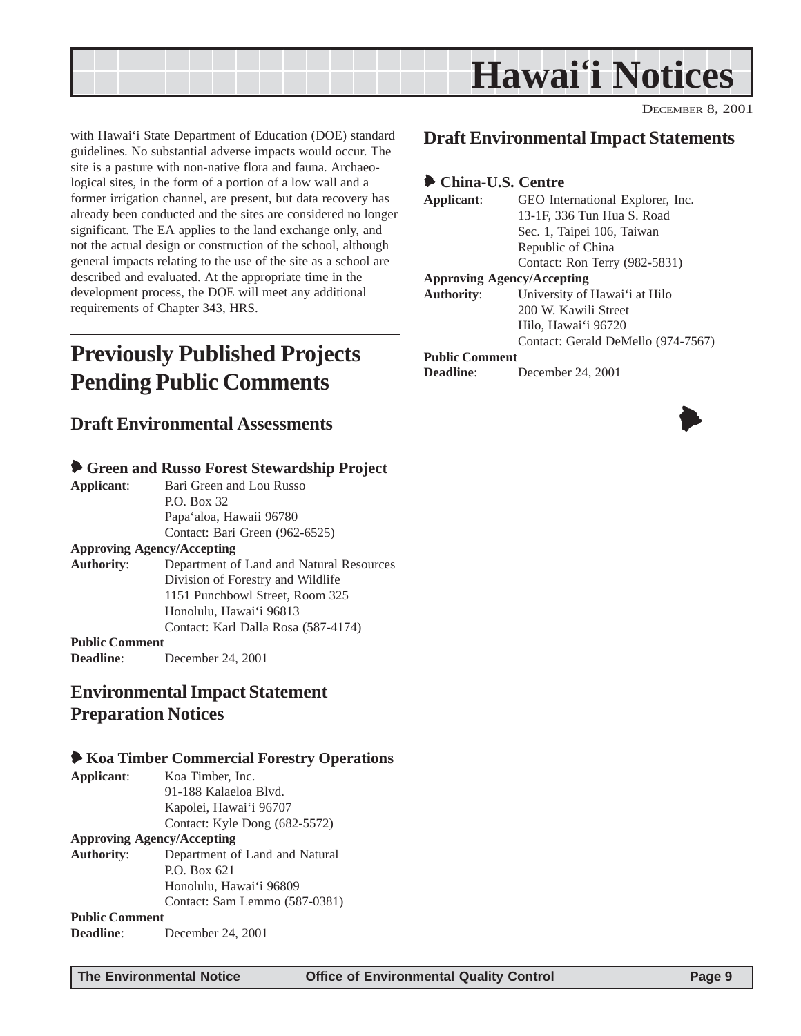with Hawai‘i State Department of Education (DOE) standard guidelines. No substantial adverse impacts would occur. The site is a pasture with non-native flora and fauna. Archaeological sites, in the form of a portion of a low wall and a former irrigation channel, are present, but data recovery has already been conducted and the sites are considered no longer significant. The EA applies to the land exchange only, and not the actual design or construction of the school, although general impacts relating to the use of the site as a school are described and evaluated. At the appropriate time in the development process, the DOE will meet any additional requirements of Chapter 343, HRS.

# Previously Published Projects Pending Public Comments

## Draft Environmental Assessments

### Green and Russo Forest Stewardship Project

**Applicant**: Bari Green and Lou Russo
P.O. Box 32
Papa‘aloa, Hawaii 96780
Contact: Bari Green (962-6525)

**Approving Agency/Accepting Authority**: Department of Land and Natural Resources
Division of Forestry and Wildlife
1151 Punchbowl Street, Room 325
Honolulu, Hawai‘i 96813
Contact: Karl Dalla Rosa (587-4174)

**Public Comment Deadline**: December 24, 2001

## Environmental Impact Statement Preparation Notices

### Koa Timber Commercial Forestry Operations

**Applicant**: Koa Timber, Inc.
91-188 Kalaeloa Blvd.
Kapolei, Hawai‘i 96707
Contact: Kyle Dong (682-5572)

**Approving Agency/Accepting Authority**: Department of Land and Natural
P.O. Box 621
Honolulu, Hawai‘i 96809
Contact: Sam Lemmo (587-0381)

**Public Comment Deadline**: December 24, 2001

## Draft Environmental Impact Statements

### China-U.S. Centre

**Applicant**: GEO International Explorer, Inc.
13-1F, 336 Tun Hua S. Road
Sec. 1, Taipei 106, Taiwan
Republic of China
Contact: Ron Terry (982-5831)

**Approving Agency/Accepting Authority**: University of Hawai‘i at Hilo
200 W. Kawili Street
Hilo, Hawai‘i 96720
Contact: Gerald DeMello (974-7567)

**Public Comment Deadline**: December 24, 2001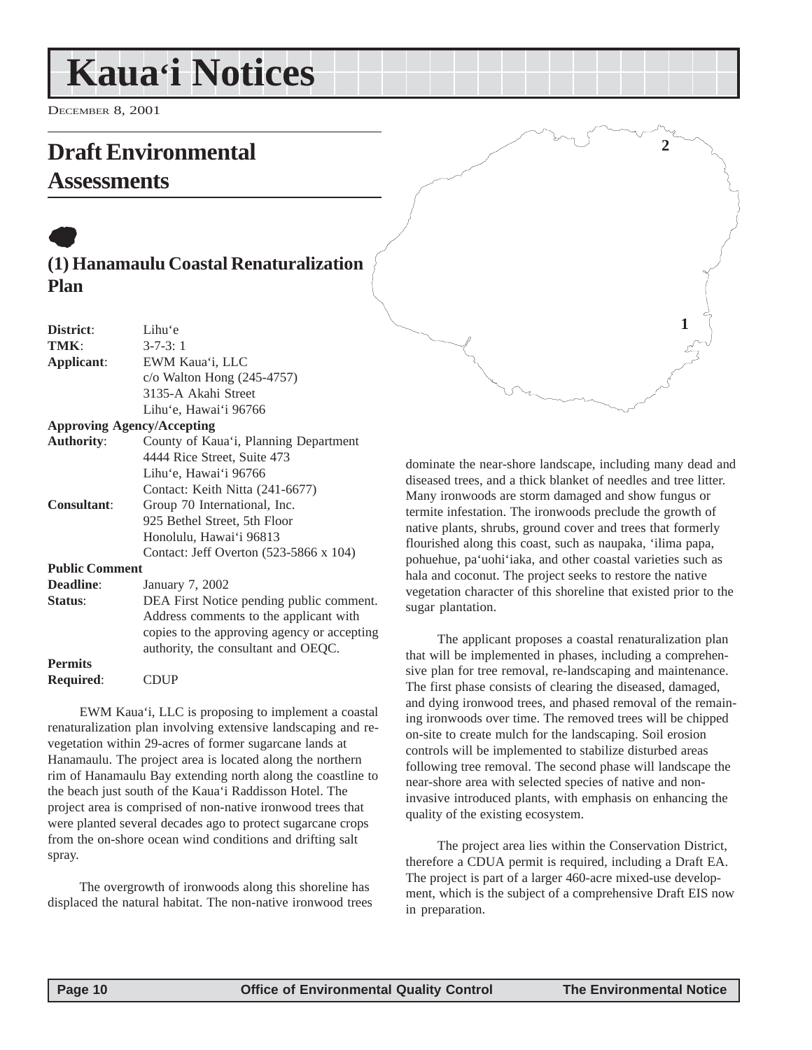// Kaua'i Notices

DECEMBER 8, 2001

## Draft Environmental Assessments

### (1) Hanamaulu Coastal Renaturalization Plan

**District**: Lihu'e
**TMK**: 3-7-3: 1
**Applicant**: EWM Kaua'i, LLC
c/o Walton Hong (245-4757)
3135-A Akahi Street
Lihu'e, Hawai'i 96766

**Approving Agency/Accepting Authority**: County of Kaua'i, Planning Department
4444 Rice Street, Suite 473
Lihu'e, Hawai'i 96766
Contact: Keith Nitta (241-6677)

**Consultant**: Group 70 International, Inc.
925 Bethel Street, 5th Floor
Honolulu, Hawai'i 96813
Contact: Jeff Overton (523-5866 x 104)

**Public Comment Deadline**: January 7, 2002

**Status**: DEA First Notice pending public comment. Address comments to the applicant with copies to the approving agency or accepting authority, the consultant and OEQC.

**Permits Required**: CDUP

EWM Kaua'i, LLC is proposing to implement a coastal renaturalization plan involving extensive landscaping and re-vegetation within 29-acres of former sugarcane lands at Hanamaulu. The project area is located along the northern rim of Hanamaulu Bay extending north along the coastline to the beach just south of the Kaua'i Raddisson Hotel. The project area is comprised of non-native ironwood trees that were planted several decades ago to protect sugarcane crops from the on-shore ocean wind conditions and drifting salt spray.

The overgrowth of ironwoods along this shoreline has displaced the natural habitat. The non-native ironwood trees dominate the near-shore landscape, including many dead and diseased trees, and a thick blanket of needles and tree litter. Many ironwoods are storm damaged and show fungus or termite infestation. The ironwoods preclude the growth of native plants, shrubs, ground cover and trees that formerly flourished along this coast, such as naupaka, 'ilima papa, pohuehue, pa'uohi'iaka, and other coastal varieties such as hala and coconut. The project seeks to restore the native vegetation character of this shoreline that existed prior to the sugar plantation.

The applicant proposes a coastal renaturalization plan that will be implemented in phases, including a comprehensive plan for tree removal, re-landscaping and maintenance. The first phase consists of clearing the diseased, damaged, and dying ironwood trees, and phased removal of the remaining ironwoods over time. The removed trees will be chipped on-site to create mulch for the landscaping. Soil erosion controls will be implemented to stabilize disturbed areas following tree removal. The second phase will landscape the near-shore area with selected species of native and non-invasive introduced plants, with emphasis on enhancing the quality of the existing ecosystem.

The project area lies within the Conservation District, therefore a CDUA permit is required, including a Draft EA. The project is part of a larger 460-acre mixed-use development, which is the subject of a comprehensive Draft EIS now in preparation.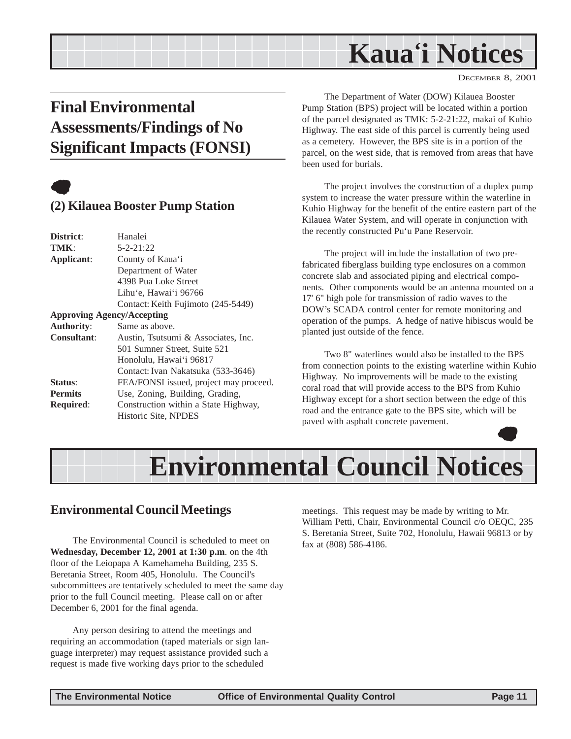# Kaua'i Notices

DECEMBER 8, 2001

## Final Environmental Assessments/Findings of No Significant Impacts (FONSI)

### (2) Kilauea Booster Pump Station

**District**: Hanalei
**TMK**: 5-2-21:22
**Applicant**: County of Kaua'i
Department of Water
4398 Pua Loke Street
Lihu'e, Hawai'i 96766
Contact: Keith Fujimoto (245-5449)

**Approving Agency/Accepting Authority**: Same as above.
**Consultant**: Austin, Tsutsumi & Associates, Inc.
501 Sumner Street, Suite 521
Honolulu, Hawai'i 96817
Contact: Ivan Nakatsuka (533-3646)
**Status**: FEA/FONSI issued, project may proceed.
**Permits Required**: Use, Zoning, Building, Grading, Construction within a State Highway, Historic Site, NPDES

The Department of Water (DOW) Kilauea Booster Pump Station (BPS) project will be located within a portion of the parcel designated as TMK: 5-2-21:22, makai of Kuhio Highway. The east side of this parcel is currently being used as a cemetery. However, the BPS site is in a portion of the parcel, on the west side, that is removed from areas that have been used for burials.

The project involves the construction of a duplex pump system to increase the water pressure within the waterline in Kuhio Highway for the benefit of the entire eastern part of the Kilauea Water System, and will operate in conjunction with the recently constructed Pu'u Pane Reservoir.

The project will include the installation of two pre-fabricated fiberglass building type enclosures on a common concrete slab and associated piping and electrical components. Other components would be an antenna mounted on a 17' 6" high pole for transmission of radio waves to the DOW's SCADA control center for remote monitoring and operation of the pumps. A hedge of native hibiscus would be planted just outside of the fence.

Two 8" waterlines would also be installed to the BPS from connection points to the existing waterline within Kuhio Highway. No improvements will be made to the existing coral road that will provide access to the BPS from Kuhio Highway except for a short section between the edge of this road and the entrance gate to the BPS site, which will be paved with asphalt concrete pavement.

# Environmental Council Notices

### Environmental Council Meetings

The Environmental Council is scheduled to meet on **Wednesday, December 12, 2001 at 1:30 p.m**. on the 4th floor of the Leiopapa A Kamehameha Building, 235 S. Beretania Street, Room 405, Honolulu. The Council's subcommittees are tentatively scheduled to meet the same day prior to the full Council meeting. Please call on or after December 6, 2001 for the final agenda.

Any person desiring to attend the meetings and requiring an accommodation (taped materials or sign language interpreter) may request assistance provided such a request is made five working days prior to the scheduled meetings. This request may be made by writing to Mr. William Petti, Chair, Environmental Council c/o OEQC, 235 S. Beretania Street, Suite 702, Honolulu, Hawaii 96813 or by fax at (808) 586-4186.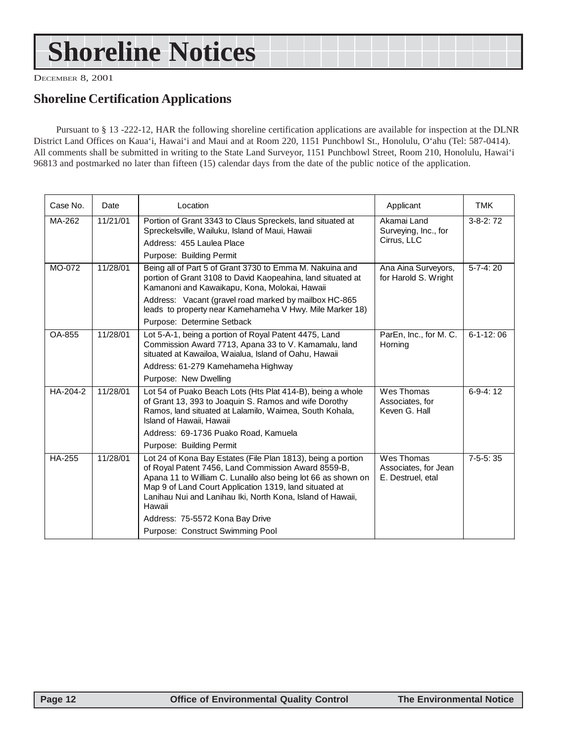# Shoreline Notices

DECEMBER 8, 2001

## Shoreline Certification Applications

Pursuant to § 13 -222-12, HAR the following shoreline certification applications are available for inspection at the DLNR District Land Offices on Kaua'i, Hawai'i and Maui and at Room 220, 1151 Punchbowl St., Honolulu, O'ahu (Tel: 587-0414). All comments shall be submitted in writing to the State Land Surveyor, 1151 Punchbowl Street, Room 210, Honolulu, Hawai'i 96813 and postmarked no later than fifteen (15) calendar days from the date of the public notice of the application.

| Case No. | Date | Location | Applicant | TMK |
|---|---|---|---|---|
| MA-262 | 11/21/01 | Portion of Grant 3343 to Claus Spreckels, land situated at Spreckelsville, Wailuku, Island of Maui, Hawaii<br>Address: 455 Laulea Place<br>Purpose: Building Permit | Akamai Land Surveying, Inc., for Cirrus, LLC | 3-8-2: 72 |
| MO-072 | 11/28/01 | Being all of Part 5 of Grant 3730 to Emma M. Nakuina and portion of Grant 3108 to David Kaopeahina, land situated at Kamanoni and Kawaikapu, Kona, Molokai, Hawaii<br>Address: Vacant (gravel road marked by mailbox HC-865 leads to property near Kamehameha V Hwy. Mile Marker 18)<br>Purpose: Determine Setback | Ana Aina Surveyors, for Harold S. Wright | 5-7-4: 20 |
| OA-855 | 11/28/01 | Lot 5-A-1, being a portion of Royal Patent 4475, Land Commission Award 7713, Apana 33 to V. Kamamalu, land situated at Kawailoa, Waialua, Island of Oahu, Hawaii<br>Address: 61-279 Kamehameha Highway<br>Purpose: New Dwelling | ParEn, Inc., for M. C. Horning | 6-1-12: 06 |
| HA-204-2 | 11/28/01 | Lot 54 of Puako Beach Lots (Hts Plat 414-B), being a whole of Grant 13, 393 to Joaquin S. Ramos and wife Dorothy Ramos, land situated at Lalamilo, Waimea, South Kohala, Island of Hawaii, Hawaii<br>Address: 69-1736 Puako Road, Kamuela<br>Purpose: Building Permit | Wes Thomas Associates, for Keven G. Hall | 6-9-4: 12 |
| HA-255 | 11/28/01 | Lot 24 of Kona Bay Estates (File Plan 1813), being a portion of Royal Patent 7456, Land Commission Award 8559-B, Apana 11 to William C. Lunalilo also being lot 66 as shown on Map 9 of Land Court Application 1319, land situated at Lanihau Nui and Lanihau Iki, North Kona, Island of Hawaii, Hawaii<br>Address: 75-5572 Kona Bay Drive<br>Purpose: Construct Swimming Pool | Wes Thomas Associates, for Jean E. Destruel, etal | 7-5-5: 35 |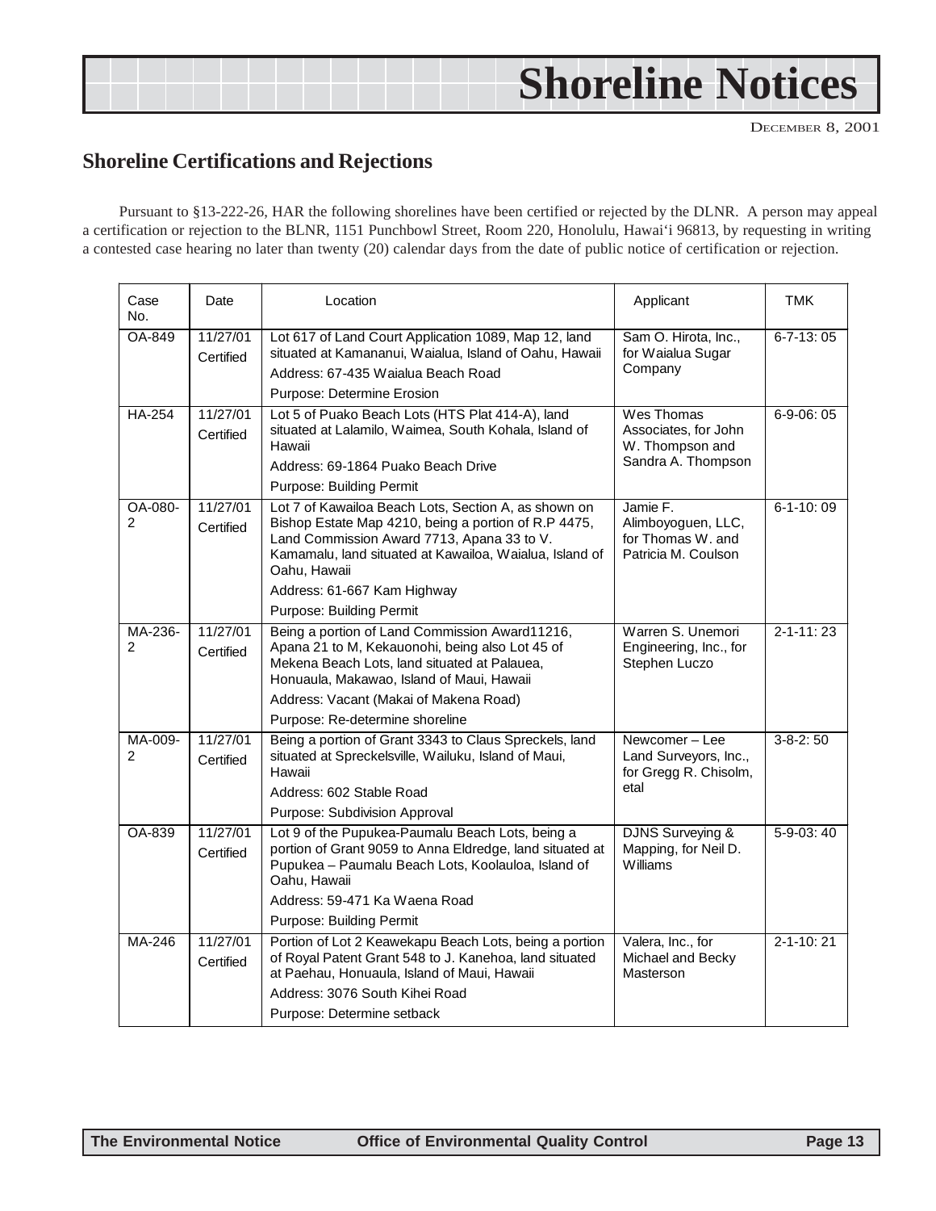# Shoreline Notices

DECEMBER 8, 2001

## Shoreline Certifications and Rejections

Pursuant to §13-222-26, HAR the following shorelines have been certified or rejected by the DLNR. A person may appeal a certification or rejection to the BLNR, 1151 Punchbowl Street, Room 220, Honolulu, Hawai'i 96813, by requesting in writing a contested case hearing no later than twenty (20) calendar days from the date of public notice of certification or rejection.

| Case No. | Date | Location | Applicant | TMK |
|---|---|---|---|---|
| OA-849 | 11/27/01 Certified | Lot 617 of Land Court Application 1089, Map 12, land situated at Kamananui, Waialua, Island of Oahu, Hawaii<br>Address: 67-435 Waialua Beach Road<br>Purpose: Determine Erosion | Sam O. Hirota, Inc., for Waialua Sugar Company | 6-7-13: 05 |
| HA-254 | 11/27/01 Certified | Lot 5 of Puako Beach Lots (HTS Plat 414-A), land situated at Lalamilo, Waimea, South Kohala, Island of Hawaii<br>Address: 69-1864 Puako Beach Drive<br>Purpose: Building Permit | Wes Thomas Associates, for John W. Thompson and Sandra A. Thompson | 6-9-06: 05 |
| OA-080-2 | 11/27/01 Certified | Lot 7 of Kawailoa Beach Lots, Section A, as shown on Bishop Estate Map 4210, being a portion of R.P 4475, Land Commission Award 7713, Apana 33 to V. Kamamalu, land situated at Kawailoa, Waialua, Island of Oahu, Hawaii<br>Address: 61-667 Kam Highway<br>Purpose: Building Permit | Jamie F. Alimboyoguen, LLC, for Thomas W. and Patricia M. Coulson | 6-1-10: 09 |
| MA-236-2 | 11/27/01 Certified | Being a portion of Land Commission Award11216, Apana 21 to M, Kekauonohi, being also Lot 45 of Mekena Beach Lots, land situated at Palauea, Honuaula, Makawao, Island of Maui, Hawaii<br>Address: Vacant (Makai of Makena Road)<br>Purpose: Re-determine shoreline | Warren S. Unemori Engineering, Inc., for Stephen Luczo | 2-1-11: 23 |
| MA-009-2 | 11/27/01 Certified | Being a portion of Grant 3343 to Claus Spreckels, land situated at Spreckelsville, Wailuku, Island of Maui, Hawaii<br>Address: 602 Stable Road<br>Purpose: Subdivision Approval | Newcomer – Lee Land Surveyors, Inc., for Gregg R. Chisolm, etal | 3-8-2: 50 |
| OA-839 | 11/27/01 Certified | Lot 9 of the Pupukea-Paumalu Beach Lots, being a portion of Grant 9059 to Anna Eldredge, land situated at Pupukea – Paumalu Beach Lots, Koolauloa, Island of Oahu, Hawaii<br>Address: 59-471 Ka Waena Road<br>Purpose: Building Permit | DJNS Surveying & Mapping, for Neil D. Williams | 5-9-03: 40 |
| MA-246 | 11/27/01 Certified | Portion of Lot 2 Keawekapu Beach Lots, being a portion of Royal Patent Grant 548 to J. Kanehoa, land situated at Paehau, Honuaula, Island of Maui, Hawaii<br>Address: 3076 South Kihei Road<br>Purpose: Determine setback | Valera, Inc., for Michael and Becky Masterson | 2-1-10: 21 |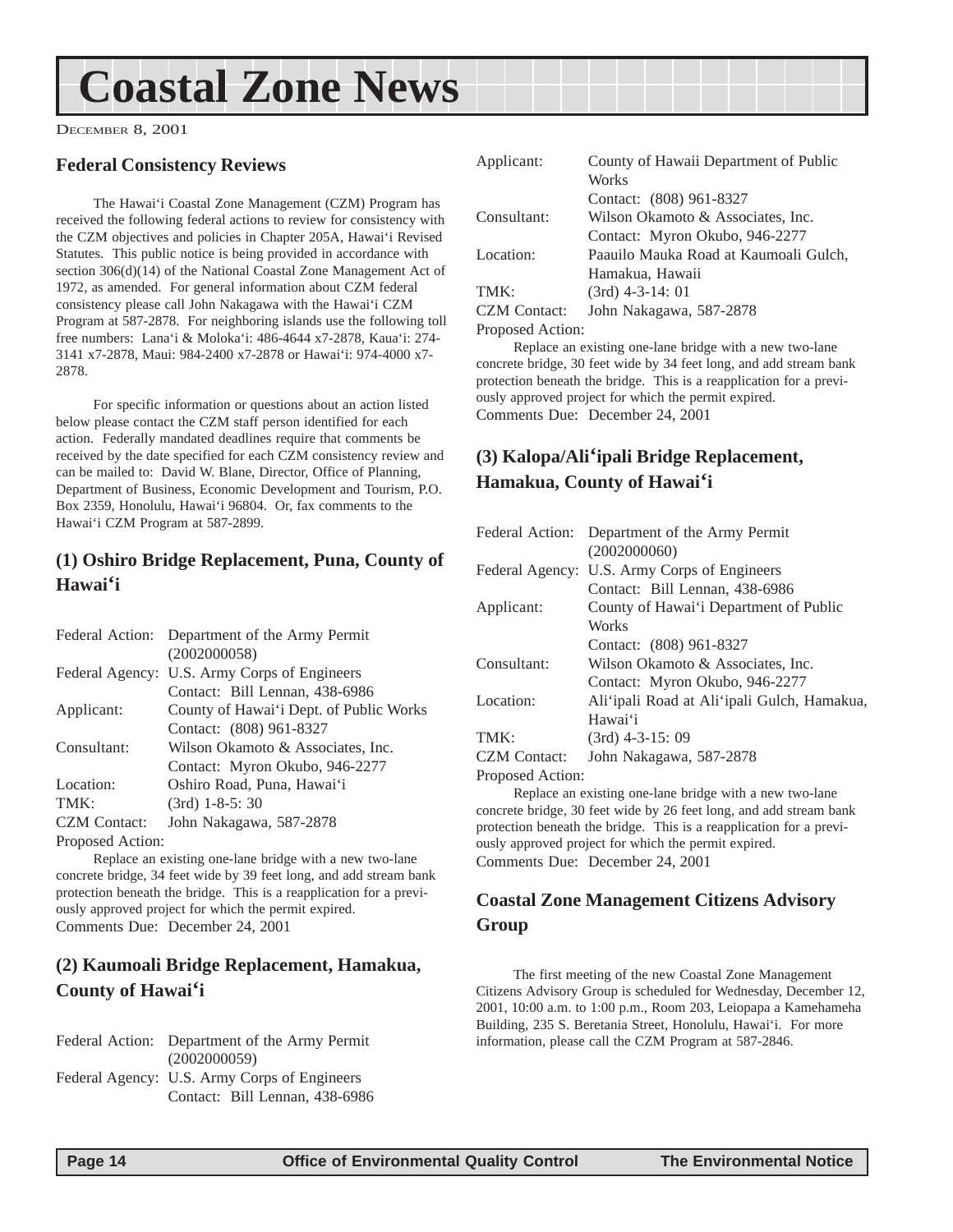# Coastal Zone News

DECEMBER 8, 2001

## Federal Consistency Reviews

The Hawai'i Coastal Zone Management (CZM) Program has received the following federal actions to review for consistency with the CZM objectives and policies in Chapter 205A, Hawai'i Revised Statutes. This public notice is being provided in accordance with section 306(d)(14) of the National Coastal Zone Management Act of 1972, as amended. For general information about CZM federal consistency please call John Nakagawa with the Hawai'i CZM Program at 587-2878. For neighboring islands use the following toll free numbers: Lana'i & Moloka'i: 486-4644 x7-2878, Kaua'i: 274-3141 x7-2878, Maui: 984-2400 x7-2878 or Hawai'i: 974-4000 x7-2878.

For specific information or questions about an action listed below please contact the CZM staff person identified for each action. Federally mandated deadlines require that comments be received by the date specified for each CZM consistency review and can be mailed to: David W. Blane, Director, Office of Planning, Department of Business, Economic Development and Tourism, P.O. Box 2359, Honolulu, Hawai'i 96804. Or, fax comments to the Hawai'i CZM Program at 587-2899.

### (1) Oshiro Bridge Replacement, Puna, County of Hawai'i

| | |
|---|---|
| Federal Action: | Department of the Army Permit (2002000058) |
| Federal Agency: | U.S. Army Corps of Engineers<br>Contact: Bill Lennan, 438-6986 |
| Applicant: | County of Hawai'i Dept. of Public Works<br>Contact: (808) 961-8327 |
| Consultant: | Wilson Okamoto & Associates, Inc.<br>Contact: Myron Okubo, 946-2277 |
| Location: | Oshiro Road, Puna, Hawai'i |
| TMK: | (3rd) 1-8-5: 30 |
| CZM Contact: | John Nakagawa, 587-2878 |

Proposed Action:

Replace an existing one-lane bridge with a new two-lane concrete bridge, 34 feet wide by 39 feet long, and add stream bank protection beneath the bridge. This is a reapplication for a previously approved project for which the permit expired.

Comments Due: December 24, 2001

### (2) Kaumoali Bridge Replacement, Hamakua, County of Hawai'i

| | |
|---|---|
| Federal Action: | Department of the Army Permit (2002000059) |
| Federal Agency: | U.S. Army Corps of Engineers<br>Contact: Bill Lennan, 438-6986 |
| Applicant: | County of Hawaii Department of Public Works<br>Contact: (808) 961-8327 |
| Consultant: | Wilson Okamoto & Associates, Inc.<br>Contact: Myron Okubo, 946-2277 |
| Location: | Paauilo Mauka Road at Kaumoali Gulch, Hamakua, Hawaii |
| TMK: | (3rd) 4-3-14: 01 |
| CZM Contact: | John Nakagawa, 587-2878 |

Proposed Action:

Replace an existing one-lane bridge with a new two-lane concrete bridge, 30 feet wide by 34 feet long, and add stream bank protection beneath the bridge. This is a reapplication for a previously approved project for which the permit expired.

Comments Due: December 24, 2001

### (3) Kalopa/Ali'ipali Bridge Replacement, Hamakua, County of Hawai'i

| | |
|---|---|
| Federal Action: | Department of the Army Permit (2002000060) |
| Federal Agency: | U.S. Army Corps of Engineers<br>Contact: Bill Lennan, 438-6986 |
| Applicant: | County of Hawai'i Department of Public Works<br>Contact: (808) 961-8327 |
| Consultant: | Wilson Okamoto & Associates, Inc.<br>Contact: Myron Okubo, 946-2277 |
| Location: | Ali'ipali Road at Ali'ipali Gulch, Hamakua, Hawai'i |
| TMK: | (3rd) 4-3-15: 09 |
| CZM Contact: | John Nakagawa, 587-2878 |

Proposed Action:

Replace an existing one-lane bridge with a new two-lane concrete bridge, 30 feet wide by 26 feet long, and add stream bank protection beneath the bridge. This is a reapplication for a previously approved project for which the permit expired.

Comments Due: December 24, 2001

## Coastal Zone Management Citizens Advisory Group

The first meeting of the new Coastal Zone Management Citizens Advisory Group is scheduled for Wednesday, December 12, 2001, 10:00 a.m. to 1:00 p.m., Room 203, Leiopapa a Kamehameha Building, 235 S. Beretania Street, Honolulu, Hawai'i. For more information, please call the CZM Program at 587-2846.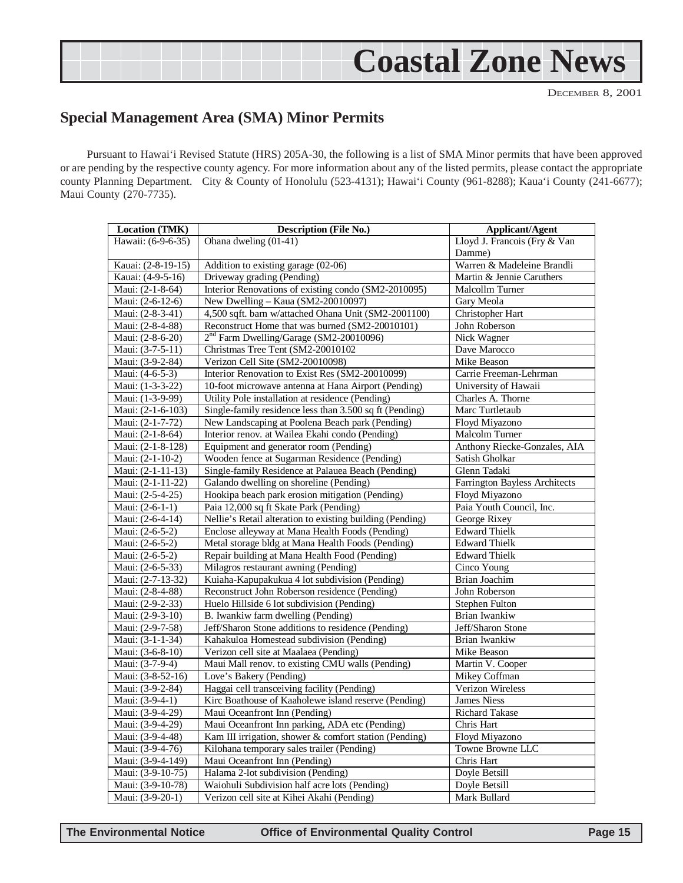## Special Management Area (SMA) Minor Permits

Pursuant to Hawai'i Revised Statute (HRS) 205A-30, the following is a list of SMA Minor permits that have been approved or are pending by the respective county agency. For more information about any of the listed permits, please contact the appropriate county Planning Department. City & County of Honolulu (523-4131); Hawai'i County (961-8288); Kaua'i County (241-6677); Maui County (270-7735).

| Location (TMK) | Description (File No.) | Applicant/Agent |
|---|---|---|
| Hawaii: (6-9-6-35) | Ohana dweling (01-41) | Lloyd J. Francois (Fry & Van Damme) |
| Kauai: (2-8-19-15) | Addition to existing garage (02-06) | Warren & Madeleine Brandli |
| Kauai: (4-9-5-16) | Driveway grading (Pending) | Martin & Jennie Caruthers |
| Maui: (2-1-8-64) | Interior Renovations of existing condo (SM2-2010095) | Malcollm Turner |
| Maui: (2-6-12-6) | New Dwelling – Kaua (SM2-20010097) | Gary Meola |
| Maui: (2-8-3-41) | 4,500 sqft. barn w/attached Ohana Unit (SM2-2001100) | Christopher Hart |
| Maui: (2-8-4-88) | Reconstruct Home that was burned (SM2-20010101) | John Roberson |
| Maui: (2-8-6-20) | 2nd Farm Dwelling/Garage (SM2-20010096) | Nick Wagner |
| Maui: (3-7-5-11) | Christmas Tree Tent (SM2-20010102 | Dave Marocco |
| Maui: (3-9-2-84) | Verizon Cell Site (SM2-20010098) | Mike Beason |
| Maui: (4-6-5-3) | Interior Renovation to Exist Res (SM2-20010099) | Carrie Freeman-Lehrman |
| Maui: (1-3-3-22) | 10-foot microwave antenna at Hana Airport (Pending) | University of Hawaii |
| Maui: (1-3-9-99) | Utility Pole installation at residence (Pending) | Charles A. Thorne |
| Maui: (2-1-6-103) | Single-family residence less than 3.500 sq ft (Pending) | Marc Turtletaub |
| Maui: (2-1-7-72) | New Landscaping at Poolena Beach park (Pending) | Floyd Miyazono |
| Maui: (2-1-8-64) | Interior renov. at Wailea Ekahi condo (Pending) | Malcolm Turner |
| Maui: (2-1-8-128) | Equipment and generator room (Pending) | Anthony Riecke-Gonzales, AIA |
| Maui: (2-1-10-2) | Wooden fence at Sugarman Residence (Pending) | Satish Gholkar |
| Maui: (2-1-11-13) | Single-family Residence at Palauea Beach (Pending) | Glenn Tadaki |
| Maui: (2-1-11-22) | Galando dwelling on shoreline (Pending) | Farrington Bayless Architects |
| Maui: (2-5-4-25) | Hookipa beach park erosion mitigation (Pending) | Floyd Miyazono |
| Maui: (2-6-1-1) | Paia 12,000 sq ft Skate Park (Pending) | Paia Youth Council, Inc. |
| Maui: (2-6-4-14) | Nellie's Retail alteration to existing building (Pending) | George Rixey |
| Maui: (2-6-5-2) | Enclose alleyway at Mana Health Foods (Pending) | Edward Thielk |
| Maui: (2-6-5-2) | Metal storage bldg at Mana Health Foods (Pending) | Edward Thielk |
| Maui: (2-6-5-2) | Repair building at Mana Health Food (Pending) | Edward Thielk |
| Maui: (2-6-5-33) | Milagros restaurant awning (Pending) | Cinco Young |
| Maui: (2-7-13-32) | Kuiaha-Kapupakukua 4 lot subdivision (Pending) | Brian Joachim |
| Maui: (2-8-4-88) | Reconstruct John Roberson residence (Pending) | John Roberson |
| Maui: (2-9-2-33) | Huelo Hillside 6 lot subdivision (Pending) | Stephen Fulton |
| Maui: (2-9-3-10) | B. Iwankiw farm dwelling (Pending) | Brian Iwankiw |
| Maui: (2-9-7-58) | Jeff/Sharon Stone additions to residence (Pending) | Jeff/Sharon Stone |
| Maui: (3-1-1-34) | Kahakuloa Homestead subdivision (Pending) | Brian Iwankiw |
| Maui: (3-6-8-10) | Verizon cell site at Maalaea (Pending) | Mike Beason |
| Maui: (3-7-9-4) | Maui Mall renov. to existing CMU walls (Pending) | Martin V. Cooper |
| Maui: (3-8-52-16) | Love's Bakery (Pending) | Mikey Coffman |
| Maui: (3-9-2-84) | Haggai cell transceiving facility (Pending) | Verizon Wireless |
| Maui: (3-9-4-1) | Kirc Boathouse of Kaaholewe island reserve (Pending) | James Niess |
| Maui: (3-9-4-29) | Maui Oceanfront Inn (Pending) | Richard Takase |
| Maui: (3-9-4-29) | Maui Oceanfront Inn parking, ADA etc (Pending) | Chris Hart |
| Maui: (3-9-4-48) | Kam III irrigation, shower & comfort station (Pending) | Floyd Miyazono |
| Maui: (3-9-4-76) | Kilohana temporary sales trailer (Pending) | Towne Browne LLC |
| Maui: (3-9-4-149) | Maui Oceanfront Inn (Pending) | Chris Hart |
| Maui: (3-9-10-75) | Halama 2-lot subdivision (Pending) | Doyle Betsill |
| Maui: (3-9-10-78) | Waiohuli Subdivision half acre lots (Pending) | Doyle Betsill |
| Maui: (3-9-20-1) | Verizon cell site at Kihei Akahi (Pending) | Mark Bullard |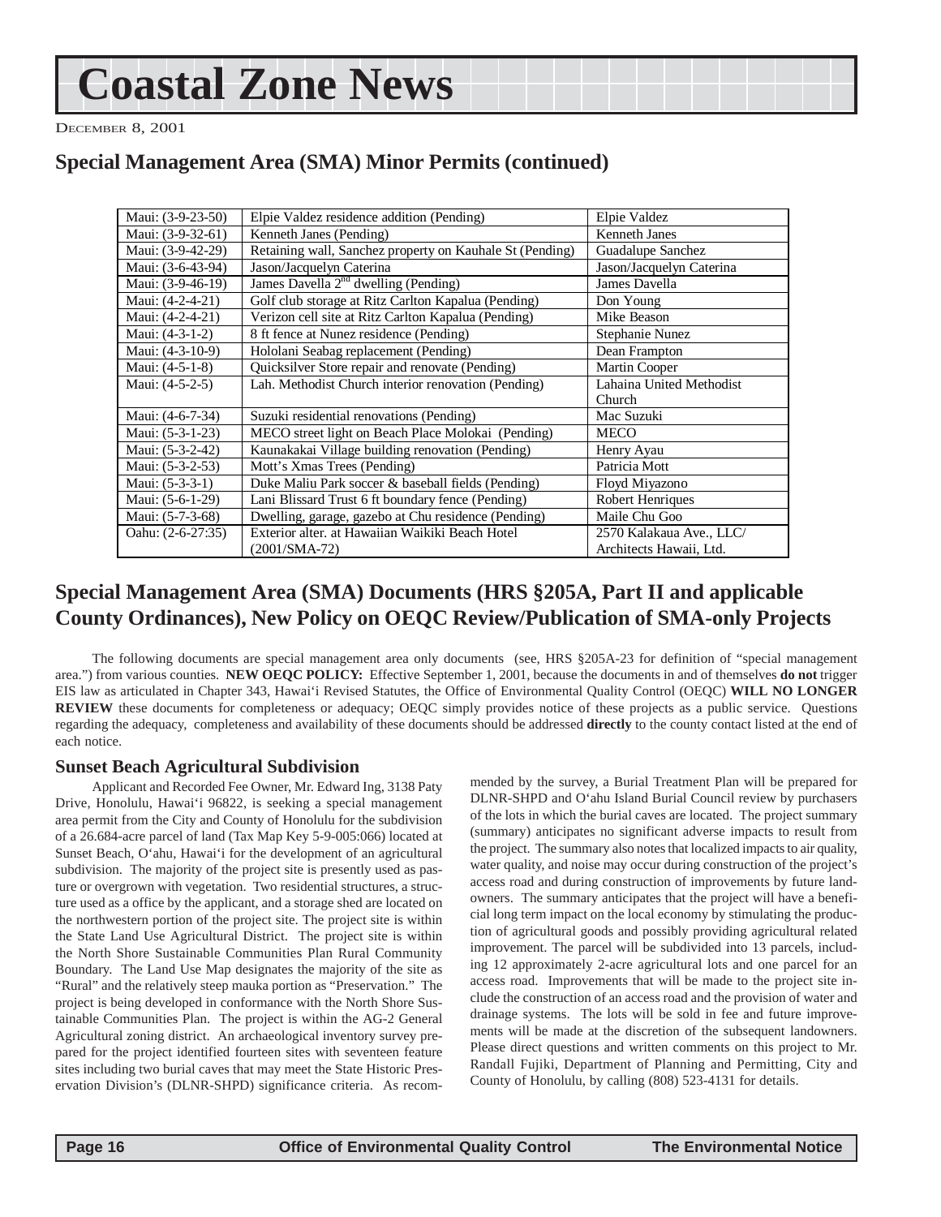# Coastal Zone News

DECEMBER 8, 2001

## Special Management Area (SMA) Minor Permits (continued)

| | | |
|---|---|---|
| Maui: (3-9-23-50) | Elpie Valdez residence addition (Pending) | Elpie Valdez |
| Maui: (3-9-32-61) | Kenneth Janes (Pending) | Kenneth Janes |
| Maui: (3-9-42-29) | Retaining wall, Sanchez property on Kauhale St (Pending) | Guadalupe Sanchez |
| Maui: (3-6-43-94) | Jason/Jacquelyn Caterina | Jason/Jacquelyn Caterina |
| Maui: (3-9-46-19) | James Davella 2nd dwelling (Pending) | James Davella |
| Maui: (4-2-4-21) | Golf club storage at Ritz Carlton Kapalua (Pending) | Don Young |
| Maui: (4-2-4-21) | Verizon cell site at Ritz Carlton Kapalua (Pending) | Mike Beason |
| Maui: (4-3-1-2) | 8 ft fence at Nunez residence (Pending) | Stephanie Nunez |
| Maui: (4-3-10-9) | Hololani Seabag replacement (Pending) | Dean Frampton |
| Maui: (4-5-1-8) | Quicksilver Store repair and renovate (Pending) | Martin Cooper |
| Maui: (4-5-2-5) | Lah. Methodist Church interior renovation (Pending) | Lahaina United Methodist Church |
| Maui: (4-6-7-34) | Suzuki residential renovations (Pending) | Mac Suzuki |
| Maui: (5-3-1-23) | MECO street light on Beach Place Molokai (Pending) | MECO |
| Maui: (5-3-2-42) | Kaunakakai Village building renovation (Pending) | Henry Ayau |
| Maui: (5-3-2-53) | Mott's Xmas Trees (Pending) | Patricia Mott |
| Maui: (5-3-3-1) | Duke Maliu Park soccer & baseball fields (Pending) | Floyd Miyazono |
| Maui: (5-6-1-29) | Lani Blissard Trust 6 ft boundary fence (Pending) | Robert Henriques |
| Maui: (5-7-3-68) | Dwelling, garage, gazebo at Chu residence (Pending) | Maile Chu Goo |
| Oahu: (2-6-27:35) | Exterior alter. at Hawaiian Waikiki Beach Hotel (2001/SMA-72) | 2570 Kalakaua Ave., LLC/ Architects Hawaii, Ltd. |

## Special Management Area (SMA) Documents (HRS §205A, Part II and applicable County Ordinances), New Policy on OEQC Review/Publication of SMA-only Projects

The following documents are special management area only documents (see, HRS §205A-23 for definition of "special management area.") from various counties. **NEW OEQC POLICY:** Effective September 1, 2001, because the documents in and of themselves **do not** trigger EIS law as articulated in Chapter 343, Hawai'i Revised Statutes, the Office of Environmental Quality Control (OEQC) **WILL NO LONGER REVIEW** these documents for completeness or adequacy; OEQC simply provides notice of these projects as a public service. Questions regarding the adequacy, completeness and availability of these documents should be addressed **directly** to the county contact listed at the end of each notice.

### Sunset Beach Agricultural Subdivision

Applicant and Recorded Fee Owner, Mr. Edward Ing, 3138 Paty Drive, Honolulu, Hawai'i 96822, is seeking a special management area permit from the City and County of Honolulu for the subdivision of a 26.684-acre parcel of land (Tax Map Key 5-9-005:066) located at Sunset Beach, O'ahu, Hawai'i for the development of an agricultural subdivision. The majority of the project site is presently used as pasture or overgrown with vegetation. Two residential structures, a structure used as a office by the applicant, and a storage shed are located on the northwestern portion of the project site. The project site is within the State Land Use Agricultural District. The project site is within the North Shore Sustainable Communities Plan Rural Community Boundary. The Land Use Map designates the majority of the site as "Rural" and the relatively steep mauka portion as "Preservation." The project is being developed in conformance with the North Shore Sustainable Communities Plan. The project is within the AG-2 General Agricultural zoning district. An archaeological inventory survey prepared for the project identified fourteen sites with seventeen feature sites including two burial caves that may meet the State Historic Preservation Division's (DLNR-SHPD) significance criteria. As recommended by the survey, a Burial Treatment Plan will be prepared for DLNR-SHPD and O'ahu Island Burial Council review by purchasers of the lots in which the burial caves are located. The project summary (summary) anticipates no significant adverse impacts to result from the project. The summary also notes that localized impacts to air quality, water quality, and noise may occur during construction of the project's access road and during construction of improvements by future landowners. The summary anticipates that the project will have a beneficial long term impact on the local economy by stimulating the production of agricultural goods and possibly providing agricultural related improvement. The parcel will be subdivided into 13 parcels, including 12 approximately 2-acre agricultural lots and one parcel for an access road. Improvements that will be made to the project site include the construction of an access road and the provision of water and drainage systems. The lots will be sold in fee and future improvements will be made at the discretion of the subsequent landowners. Please direct questions and written comments on this project to Mr. Randall Fujiki, Department of Planning and Permitting, City and County of Honolulu, by calling (808) 523-4131 for details.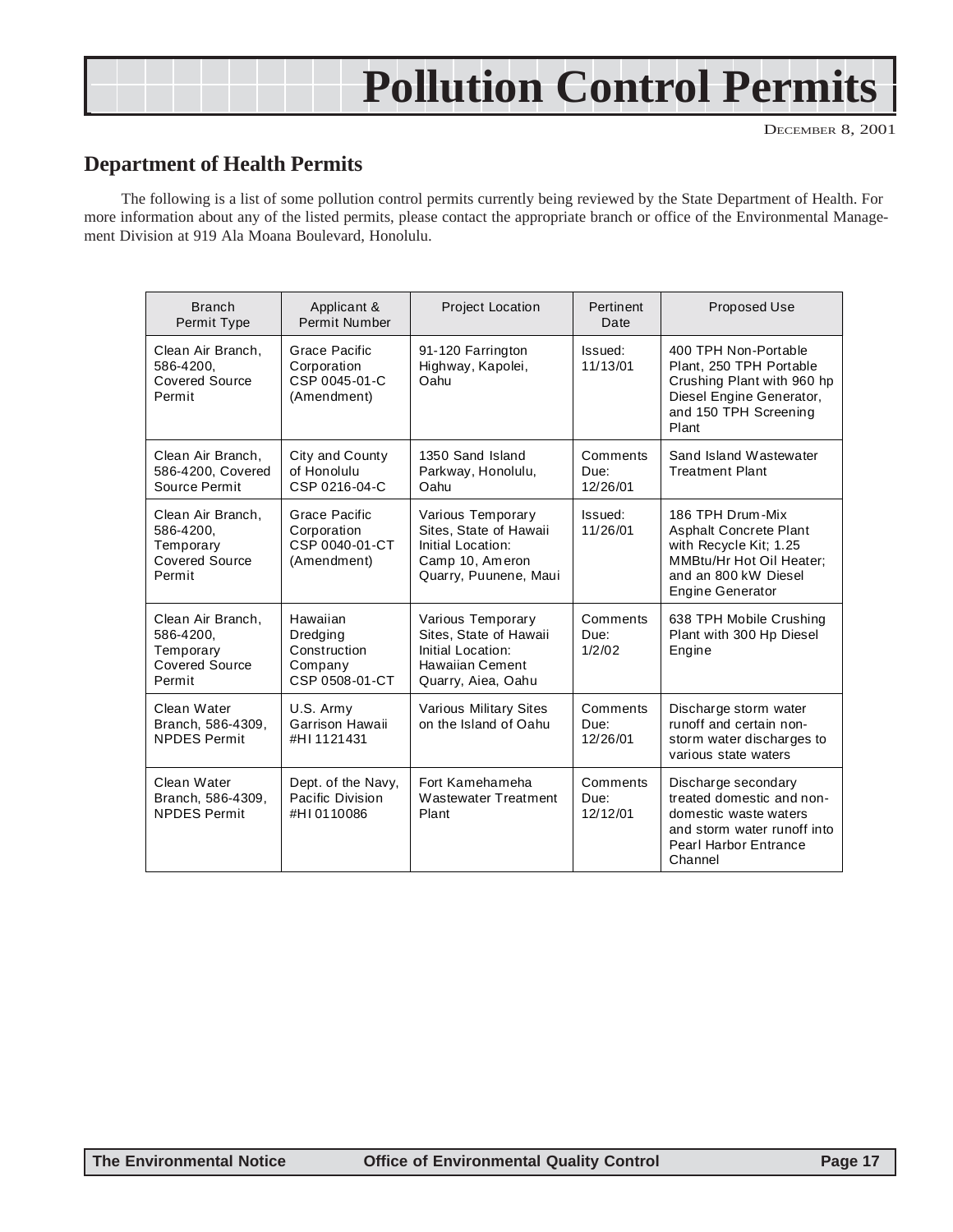# Pollution Control Permits

December 8, 2001

## Department of Health Permits

The following is a list of some pollution control permits currently being reviewed by the State Department of Health. For more information about any of the listed permits, please contact the appropriate branch or office of the Environmental Management Division at 919 Ala Moana Boulevard, Honolulu.

| Branch Permit Type | Applicant & Permit Number | Project Location | Pertinent Date | Proposed Use |
|---|---|---|---|---|
| Clean Air Branch, 586-4200, Covered Source Permit | Grace Pacific Corporation CSP 0045-01-C (Amendment) | 91-120 Farrington Highway, Kapolei, Oahu | Issued: 11/13/01 | 400 TPH Non-Portable Plant, 250 TPH Portable Crushing Plant with 960 hp Diesel Engine Generator, and 150 TPH Screening Plant |
| Clean Air Branch, 586-4200, Covered Source Permit | City and County of Honolulu CSP 0216-04-C | 1350 Sand Island Parkway, Honolulu, Oahu | Comments Due: 12/26/01 | Sand Island Wastewater Treatment Plant |
| Clean Air Branch, 586-4200, Temporary Covered Source Permit | Grace Pacific Corporation CSP 0040-01-CT (Amendment) | Various Temporary Sites, State of Hawaii Initial Location: Camp 10, Ameron Quarry, Puunene, Maui | Issued: 11/26/01 | 186 TPH Drum-Mix Asphalt Concrete Plant with Recycle Kit; 1.25 MMBtu/Hr Hot Oil Heater; and an 800 kW Diesel Engine Generator |
| Clean Air Branch, 586-4200, Temporary Covered Source Permit | Hawaiian Dredging Construction Company CSP 0508-01-CT | Various Temporary Sites, State of Hawaii Initial Location: Hawaiian Cement Quarry, Aiea, Oahu | Comments Due: 1/2/02 | 638 TPH Mobile Crushing Plant with 300 Hp Diesel Engine |
| Clean Water Branch, 586-4309, NPDES Permit | U.S. Army Garrison Hawaii #HI 1121431 | Various Military Sites on the Island of Oahu | Comments Due: 12/26/01 | Discharge storm water runoff and certain non-storm water discharges to various state waters |
| Clean Water Branch, 586-4309, NPDES Permit | Dept. of the Navy, Pacific Division #HI 0110086 | Fort Kamehameha Wastewater Treatment Plant | Comments Due: 12/12/01 | Discharge secondary treated domestic and non-domestic waste waters and storm water runoff into Pearl Harbor Entrance Channel |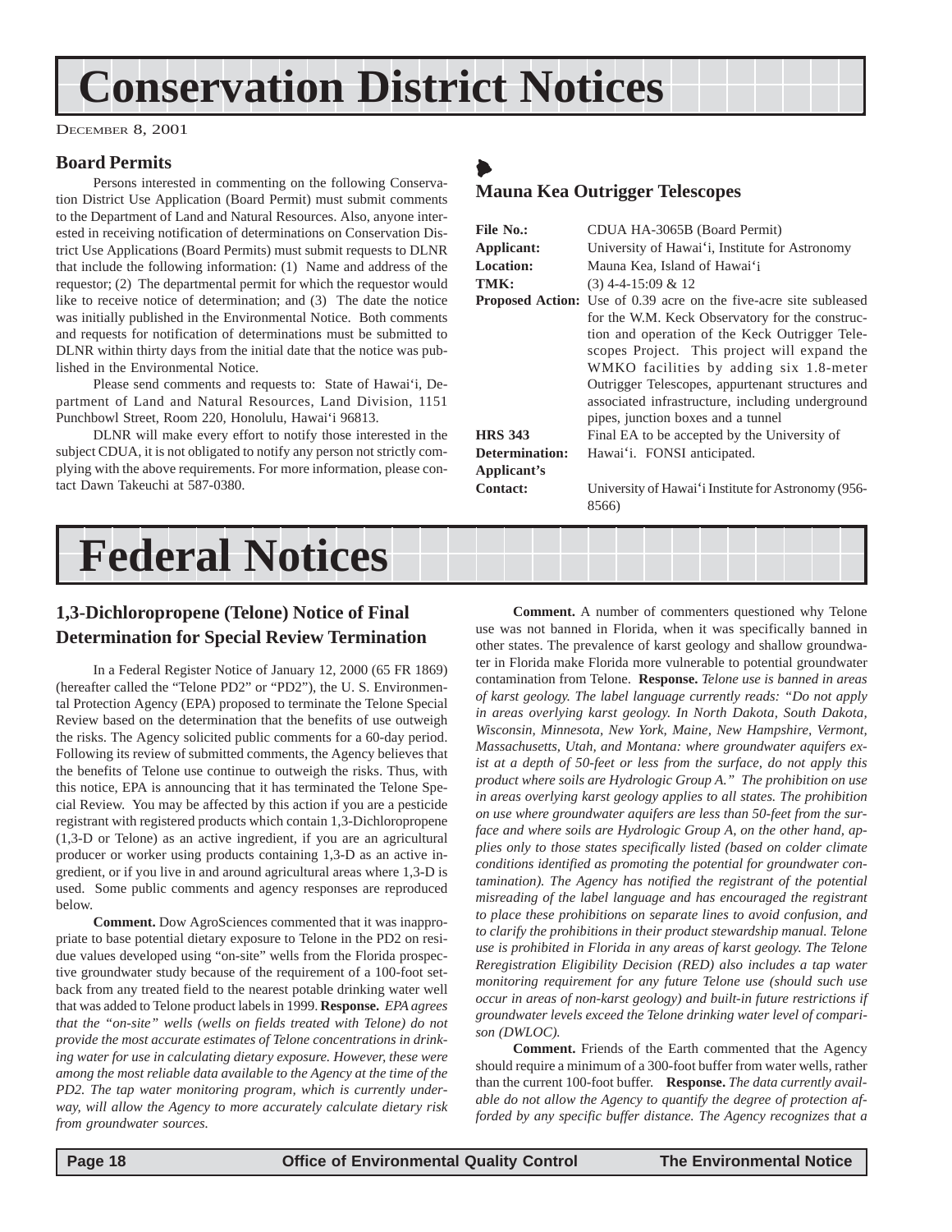# Conservation District Notices

December 8, 2001

## Board Permits

Persons interested in commenting on the following Conservation District Use Application (Board Permit) must submit comments to the Department of Land and Natural Resources. Also, anyone interested in receiving notification of determinations on Conservation District Use Applications (Board Permits) must submit requests to DLNR that include the following information: (1) Name and address of the requestor; (2) The departmental permit for which the requestor would like to receive notice of determination; and (3) The date the notice was initially published in the Environmental Notice. Both comments and requests for notification of determinations must be submitted to DLNR within thirty days from the initial date that the notice was published in the Environmental Notice.

Please send comments and requests to: State of Hawai'i, Department of Land and Natural Resources, Land Division, 1151 Punchbowl Street, Room 220, Honolulu, Hawai'i 96813.

DLNR will make every effort to notify those interested in the subject CDUA, it is not obligated to notify any person not strictly complying with the above requirements. For more information, please contact Dawn Takeuchi at 587-0380.

### Mauna Kea Outrigger Telescopes

**File No.:** CDUA HA-3065B (Board Permit)
**Applicant:** University of Hawai'i, Institute for Astronomy
**Location:** Mauna Kea, Island of Hawai'i
**TMK:** (3) 4-4-15:09 & 12
**Proposed Action:** Use of 0.39 acre on the five-acre site subleased for the W.M. Keck Observatory for the construction and operation of the Keck Outrigger Telescopes Project. This project will expand the WMKO facilities by adding six 1.8-meter Outrigger Telescopes, appurtenant structures and associated infrastructure, including underground pipes, junction boxes and a tunnel
**HRS 343 Determination:** Final EA to be accepted by the University of Hawai'i. FONSI anticipated.
**Applicant's Contact:** University of Hawai'i Institute for Astronomy (956-8566)

# Federal Notices

## 1,3-Dichloropropene (Telone) Notice of Final Determination for Special Review Termination

In a Federal Register Notice of January 12, 2000 (65 FR 1869) (hereafter called the "Telone PD2" or "PD2"), the U. S. Environmental Protection Agency (EPA) proposed to terminate the Telone Special Review based on the determination that the benefits of use outweigh the risks. The Agency solicited public comments for a 60-day period. Following its review of submitted comments, the Agency believes that the benefits of Telone use continue to outweigh the risks. Thus, with this notice, EPA is announcing that it has terminated the Telone Special Review. You may be affected by this action if you are a pesticide registrant with registered products which contain 1,3-Dichloropropene (1,3-D or Telone) as an active ingredient, if you are an agricultural producer or worker using products containing 1,3-D as an active ingredient, or if you live in and around agricultural areas where 1,3-D is used. Some public comments and agency responses are reproduced below.

**Comment.** Dow AgroSciences commented that it was inappropriate to base potential dietary exposure to Telone in the PD2 on residue values developed using "on-site" wells from the Florida prospective groundwater study because of the requirement of a 100-foot setback from any treated field to the nearest potable drinking water well that was added to Telone product labels in 1999. **Response.** *EPA agrees that the "on-site" wells (wells on fields treated with Telone) do not provide the most accurate estimates of Telone concentrations in drinking water for use in calculating dietary exposure. However, these were among the most reliable data available to the Agency at the time of the PD2. The tap water monitoring program, which is currently underway, will allow the Agency to more accurately calculate dietary risk from groundwater sources.*

**Comment.** A number of commenters questioned why Telone use was not banned in Florida, when it was specifically banned in other states. The prevalence of karst geology and shallow groundwater in Florida make Florida more vulnerable to potential groundwater contamination from Telone. **Response.** *Telone use is banned in areas of karst geology. The label language currently reads: "Do not apply in areas overlying karst geology. In North Dakota, South Dakota, Wisconsin, Minnesota, New York, Maine, New Hampshire, Vermont, Massachusetts, Utah, and Montana: where groundwater aquifers exist at a depth of 50-feet or less from the surface, do not apply this product where soils are Hydrologic Group A." The prohibition on use in areas overlying karst geology applies to all states. The prohibition on use where groundwater aquifers are less than 50-feet from the surface and where soils are Hydrologic Group A, on the other hand, applies only to those states specifically listed (based on colder climate conditions identified as promoting the potential for groundwater contamination). The Agency has notified the registrant of the potential misreading of the label language and has encouraged the registrant to place these prohibitions on separate lines to avoid confusion, and to clarify the prohibitions in their product stewardship manual. Telone use is prohibited in Florida in any areas of karst geology. The Telone Reregistration Eligibility Decision (RED) also includes a tap water monitoring requirement for any future Telone use (should such use occur in areas of non-karst geology) and built-in future restrictions if groundwater levels exceed the Telone drinking water level of comparison (DWLOC).*

**Comment.** Friends of the Earth commented that the Agency should require a minimum of a 300-foot buffer from water wells, rather than the current 100-foot buffer. **Response.** *The data currently available do not allow the Agency to quantify the degree of protection afforded by any specific buffer distance. The Agency recognizes that a*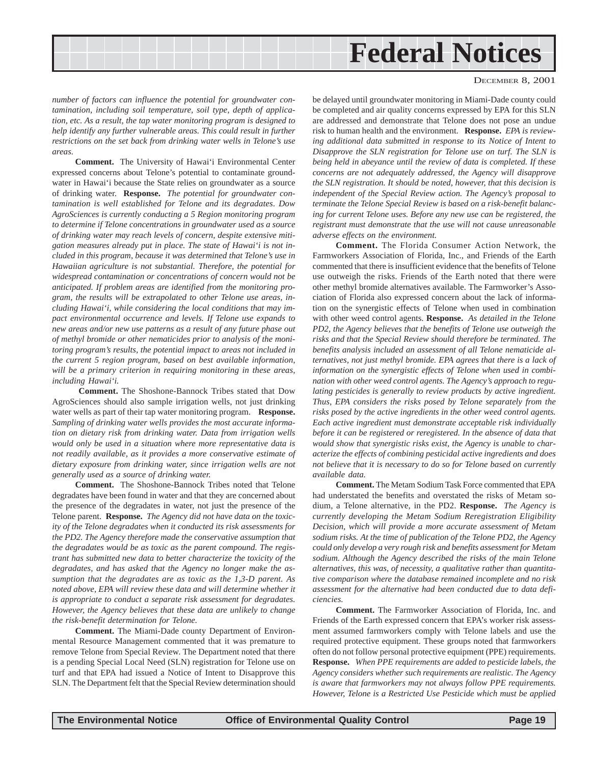*number of factors can influence the potential for groundwater contamination, including soil temperature, soil type, depth of application, etc. As a result, the tap water monitoring program is designed to help identify any further vulnerable areas. This could result in further restrictions on the set back from drinking water wells in Telone's use areas.*

**Comment.** The University of Hawai'i Environmental Center expressed concerns about Telone's potential to contaminate groundwater in Hawai'i because the State relies on groundwater as a source of drinking water. **Response.** *The potential for groundwater contamination is well established for Telone and its degradates. Dow AgroSciences is currently conducting a 5 Region monitoring program to determine if Telone concentrations in groundwater used as a source of drinking water may reach levels of concern, despite extensive mitigation measures already put in place. The state of Hawai'i is not included in this program, because it was determined that Telone's use in Hawaiian agriculture is not substantial. Therefore, the potential for widespread contamination or concentrations of concern would not be anticipated. If problem areas are identified from the monitoring program, the results will be extrapolated to other Telone use areas, including Hawai'i, while considering the local conditions that may impact environmental occurrence and levels. If Telone use expands to new areas and/or new use patterns as a result of any future phase out of methyl bromide or other nematicides prior to analysis of the monitoring program's results, the potential impact to areas not included in the current 5 region program, based on best available information, will be a primary criterion in requiring monitoring in these areas, including Hawai'i.*

**Comment.** The Shoshone-Bannock Tribes stated that Dow AgroSciences should also sample irrigation wells, not just drinking water wells as part of their tap water monitoring program. **Response.** *Sampling of drinking water wells provides the most accurate information on dietary risk from drinking water. Data from irrigation wells would only be used in a situation where more representative data is not readily available, as it provides a more conservative estimate of dietary exposure from drinking water, since irrigation wells are not generally used as a source of drinking water.*

**Comment.** The Shoshone-Bannock Tribes noted that Telone degradates have been found in water and that they are concerned about the presence of the degradates in water, not just the presence of the Telone parent. **Response.** *The Agency did not have data on the toxicity of the Telone degradates when it conducted its risk assessments for the PD2. The Agency therefore made the conservative assumption that the degradates would be as toxic as the parent compound. The registrant has submitted new data to better characterize the toxicity of the degradates, and has asked that the Agency no longer make the assumption that the degradates are as toxic as the 1,3-D parent. As noted above, EPA will review these data and will determine whether it is appropriate to conduct a separate risk assessment for degradates. However, the Agency believes that these data are unlikely to change the risk-benefit determination for Telone.*

**Comment.** The Miami-Dade county Department of Environmental Resource Management commented that it was premature to remove Telone from Special Review. The Department noted that there is a pending Special Local Need (SLN) registration for Telone use on turf and that EPA had issued a Notice of Intent to Disapprove this SLN. The Department felt that the Special Review determination should be delayed until groundwater monitoring in Miami-Dade county could be completed and air quality concerns expressed by EPA for this SLN are addressed and demonstrate that Telone does not pose an undue risk to human health and the environment. **Response.** *EPA is reviewing additional data submitted in response to its Notice of Intent to Disapprove the SLN registration for Telone use on turf. The SLN is being held in abeyance until the review of data is completed. If these concerns are not adequately addressed, the Agency will disapprove the SLN registration. It should be noted, however, that this decision is independent of the Special Review action. The Agency's proposal to terminate the Telone Special Review is based on a risk-benefit balancing for current Telone uses. Before any new use can be registered, the registrant must demonstrate that the use will not cause unreasonable adverse effects on the environment.*

**Comment.** The Florida Consumer Action Network, the Farmworkers Association of Florida, Inc., and Friends of the Earth commented that there is insufficient evidence that the benefits of Telone use outweigh the risks. Friends of the Earth noted that there were other methyl bromide alternatives available. The Farmworker's Association of Florida also expressed concern about the lack of information on the synergistic effects of Telone when used in combination with other weed control agents. **Response.** *As detailed in the Telone PD2, the Agency believes that the benefits of Telone use outweigh the risks and that the Special Review should therefore be terminated. The benefits analysis included an assessment of all Telone nematicide alternatives, not just methyl bromide. EPA agrees that there is a lack of information on the synergistic effects of Telone when used in combination with other weed control agents. The Agency's approach to regulating pesticides is generally to review products by active ingredient. Thus, EPA considers the risks posed by Telone separately from the risks posed by the active ingredients in the other weed control agents. Each active ingredient must demonstrate acceptable risk individually before it can be registered or reregistered. In the absence of data that would show that synergistic risks exist, the Agency is unable to characterize the effects of combining pesticidal active ingredients and does not believe that it is necessary to do so for Telone based on currently available data.*

**Comment.** The Metam Sodium Task Force commented that EPA had understated the benefits and overstated the risks of Metam sodium, a Telone alternative, in the PD2. **Response.** *The Agency is currently developing the Metam Sodium Reregistration Eligibility Decision, which will provide a more accurate assessment of Metam sodium risks. At the time of publication of the Telone PD2, the Agency could only develop a very rough risk and benefits assessment for Metam sodium. Although the Agency described the risks of the main Telone alternatives, this was, of necessity, a qualitative rather than quantitative comparison where the database remained incomplete and no risk assessment for the alternative had been conducted due to data deficiencies.*

**Comment.** The Farmworker Association of Florida, Inc. and Friends of the Earth expressed concern that EPA's worker risk assessment assumed farmworkers comply with Telone labels and use the required protective equipment. These groups noted that farmworkers often do not follow personal protective equipment (PPE) requirements. **Response.** *When PPE requirements are added to pesticide labels, the Agency considers whether such requirements are realistic. The Agency is aware that farmworkers may not always follow PPE requirements. However, Telone is a Restricted Use Pesticide which must be applied*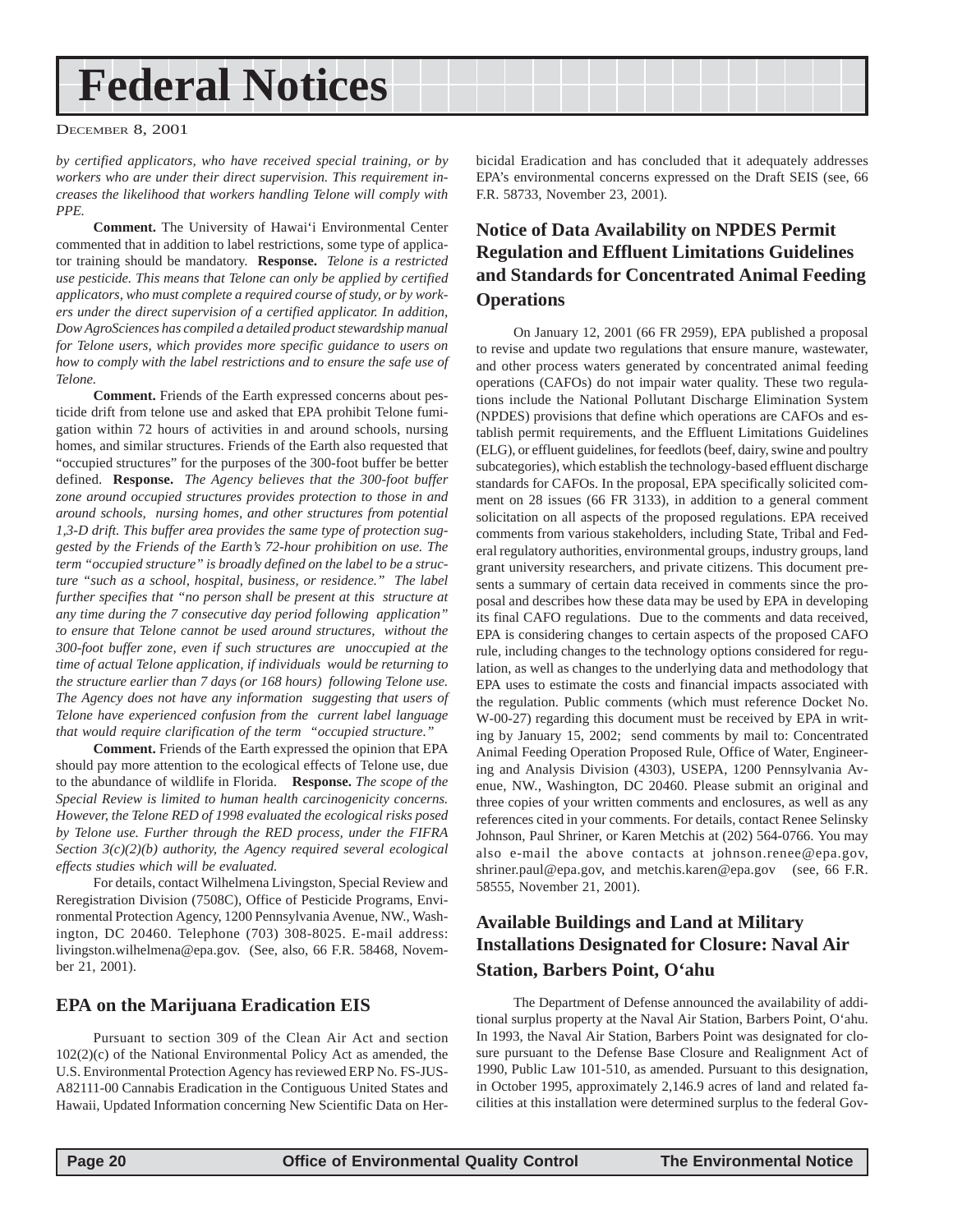*by certified applicators, who have received special training, or by workers who are under their direct supervision. This requirement increases the likelihood that workers handling Telone will comply with PPE.*

**Comment.** The University of Hawai'i Environmental Center commented that in addition to label restrictions, some type of applicator training should be mandatory. **Response.** *Telone is a restricted use pesticide. This means that Telone can only be applied by certified applicators, who must complete a required course of study, or by workers under the direct supervision of a certified applicator. In addition, DowAgroSciences has compiled a detailed product stewardship manual for Telone users, which provides more specific guidance to users on how to comply with the label restrictions and to ensure the safe use of Telone.*

**Comment.** Friends of the Earth expressed concerns about pesticide drift from telone use and asked that EPA prohibit Telone fumigation within 72 hours of activities in and around schools, nursing homes, and similar structures. Friends of the Earth also requested that "occupied structures" for the purposes of the 300-foot buffer be better defined. **Response.** *The Agency believes that the 300-foot buffer zone around occupied structures provides protection to those in and around schools, nursing homes, and other structures from potential 1,3-D drift. This buffer area provides the same type of protection suggested by the Friends of the Earth's 72-hour prohibition on use. The term "occupied structure" is broadly defined on the label to be a structure "such as a school, hospital, business, or residence." The label further specifies that "no person shall be present at this structure at any time during the 7 consecutive day period following application" to ensure that Telone cannot be used around structures, without the 300-foot buffer zone, even if such structures are unoccupied at the time of actual Telone application, if individuals would be returning to the structure earlier than 7 days (or 168 hours) following Telone use. The Agency does not have any information suggesting that users of Telone have experienced confusion from the current label language that would require clarification of the term "occupied structure."*

**Comment.** Friends of the Earth expressed the opinion that EPA should pay more attention to the ecological effects of Telone use, due to the abundance of wildlife in Florida. **Response.** *The scope of the Special Review is limited to human health carcinogenicity concerns. However, the Telone RED of 1998 evaluated the ecological risks posed by Telone use. Further through the RED process, under the FIFRA Section 3(c)(2)(b) authority, the Agency required several ecological effects studies which will be evaluated.*

For details, contact Wilhelmena Livingston, Special Review and Reregistration Division (7508C), Office of Pesticide Programs, Environmental Protection Agency, 1200 Pennsylvania Avenue, NW., Washington, DC 20460. Telephone (703) 308-8025. E-mail address: livingston.wilhelmena@epa.gov. (See, also, 66 F.R. 58468, November 21, 2001).

## EPA on the Marijuana Eradication EIS

Pursuant to section 309 of the Clean Air Act and section 102(2)(c) of the National Environmental Policy Act as amended, the U.S. Environmental Protection Agency has reviewed ERP No. FS-JUS-A82111-00 Cannabis Eradication in the Contiguous United States and Hawaii, Updated Information concerning New Scientific Data on Herbicidal Eradication and has concluded that it adequately addresses EPA's environmental concerns expressed on the Draft SEIS (see, 66 F.R. 58733, November 23, 2001).

## Notice of Data Availability on NPDES Permit Regulation and Effluent Limitations Guidelines and Standards for Concentrated Animal Feeding Operations

On January 12, 2001 (66 FR 2959), EPA published a proposal to revise and update two regulations that ensure manure, wastewater, and other process waters generated by concentrated animal feeding operations (CAFOs) do not impair water quality. These two regulations include the National Pollutant Discharge Elimination System (NPDES) provisions that define which operations are CAFOs and establish permit requirements, and the Effluent Limitations Guidelines (ELG), or effluent guidelines, for feedlots (beef, dairy, swine and poultry subcategories), which establish the technology-based effluent discharge standards for CAFOs. In the proposal, EPA specifically solicited comment on 28 issues (66 FR 3133), in addition to a general comment solicitation on all aspects of the proposed regulations. EPA received comments from various stakeholders, including State, Tribal and Federal regulatory authorities, environmental groups, industry groups, land grant university researchers, and private citizens. This document presents a summary of certain data received in comments since the proposal and describes how these data may be used by EPA in developing its final CAFO regulations. Due to the comments and data received, EPA is considering changes to certain aspects of the proposed CAFO rule, including changes to the technology options considered for regulation, as well as changes to the underlying data and methodology that EPA uses to estimate the costs and financial impacts associated with the regulation. Public comments (which must reference Docket No. W-00-27) regarding this document must be received by EPA in writing by January 15, 2002; send comments by mail to: Concentrated Animal Feeding Operation Proposed Rule, Office of Water, Engineering and Analysis Division (4303), USEPA, 1200 Pennsylvania Avenue, NW., Washington, DC 20460. Please submit an original and three copies of your written comments and enclosures, as well as any references cited in your comments. For details, contact Renee Selinsky Johnson, Paul Shriner, or Karen Metchis at (202) 564-0766. You may also e-mail the above contacts at johnson.renee@epa.gov, shriner.paul@epa.gov, and metchis.karen@epa.gov (see, 66 F.R. 58555, November 21, 2001).

## Available Buildings and Land at Military Installations Designated for Closure: Naval Air Station, Barbers Point, O'ahu

The Department of Defense announced the availability of additional surplus property at the Naval Air Station, Barbers Point, O'ahu. In 1993, the Naval Air Station, Barbers Point was designated for closure pursuant to the Defense Base Closure and Realignment Act of 1990, Public Law 101-510, as amended. Pursuant to this designation, in October 1995, approximately 2,146.9 acres of land and related facilities at this installation were determined surplus to the federal Gov-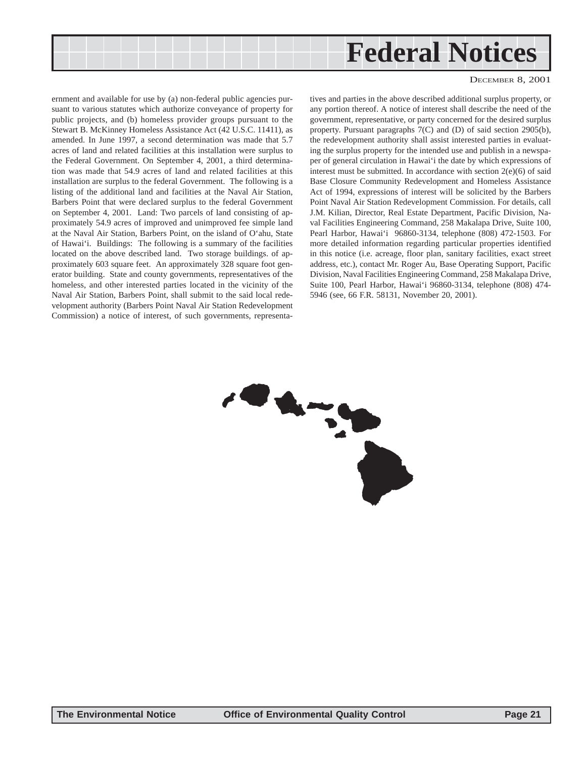ernment and available for use by (a) non-federal public agencies pursuant to various statutes which authorize conveyance of property for public projects, and (b) homeless provider groups pursuant to the Stewart B. McKinney Homeless Assistance Act (42 U.S.C. 11411), as amended. In June 1997, a second determination was made that 5.7 acres of land and related facilities at this installation were surplus to the Federal Government. On September 4, 2001, a third determination was made that 54.9 acres of land and related facilities at this installation are surplus to the federal Government. The following is a listing of the additional land and facilities at the Naval Air Station, Barbers Point that were declared surplus to the federal Government on September 4, 2001. Land: Two parcels of land consisting of approximately 54.9 acres of improved and unimproved fee simple land at the Naval Air Station, Barbers Point, on the island of O'ahu, State of Hawai'i. Buildings: The following is a summary of the facilities located on the above described land. Two storage buildings. of approximately 603 square feet. An approximately 328 square foot generator building. State and county governments, representatives of the homeless, and other interested parties located in the vicinity of the Naval Air Station, Barbers Point, shall submit to the said local redevelopment authority (Barbers Point Naval Air Station Redevelopment Commission) a notice of interest, of such governments, representatives and parties in the above described additional surplus property, or any portion thereof. A notice of interest shall describe the need of the government, representative, or party concerned for the desired surplus property. Pursuant paragraphs 7(C) and (D) of said section 2905(b), the redevelopment authority shall assist interested parties in evaluating the surplus property for the intended use and publish in a newspaper of general circulation in Hawai'i the date by which expressions of interest must be submitted. In accordance with section 2(e)(6) of said Base Closure Community Redevelopment and Homeless Assistance Act of 1994, expressions of interest will be solicited by the Barbers Point Naval Air Station Redevelopment Commission. For details, call J.M. Kilian, Director, Real Estate Department, Pacific Division, Naval Facilities Engineering Command, 258 Makalapa Drive, Suite 100, Pearl Harbor, Hawai'i 96860-3134, telephone (808) 472-1503. For more detailed information regarding particular properties identified in this notice (i.e. acreage, floor plan, sanitary facilities, exact street address, etc.), contact Mr. Roger Au, Base Operating Support, Pacific Division, Naval Facilities Engineering Command, 258 Makalapa Drive, Suite 100, Pearl Harbor, Hawai'i 96860-3134, telephone (808) 474-5946 (see, 66 F.R. 58131, November 20, 2001).